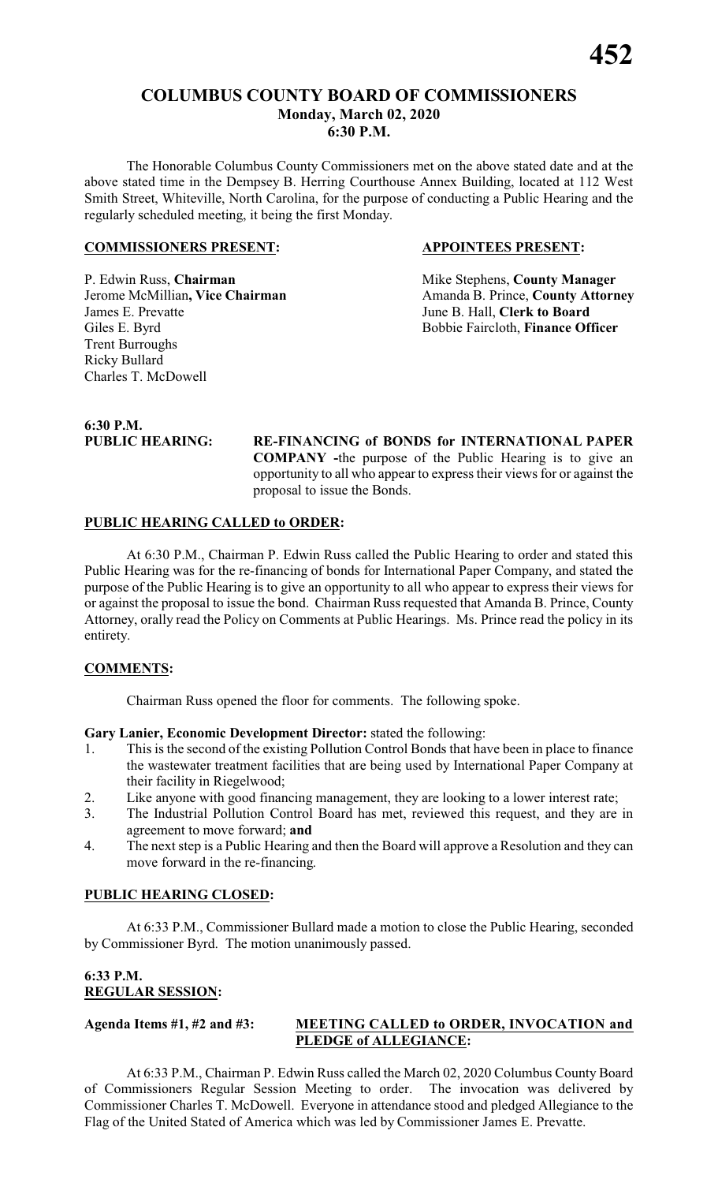# COLUMBUS COUNTY BOARD OF COMMISSIONERS
## Monday, March 02, 2020
## 6:30 P.M.

The Honorable Columbus County Commissioners met on the above stated date and at the above stated time in the Dempsey B. Herring Courthouse Annex Building, located at 112 West Smith Street, Whiteville, North Carolina, for the purpose of conducting a Public Hearing and the regularly scheduled meeting, it being the first Monday.

| **COMMISSIONERS PRESENT:** | **APPOINTEES PRESENT:** |
|---|---|
| P. Edwin Russ, **Chairman** | Mike Stephens, **County Manager** |
| Jerome McMillian**, Vice Chairman** | Amanda B. Prince, **County Attorney** |
| James E. Prevatte | June B. Hall, **Clerk to Board** |
| Giles E. Byrd | Bobbie Faircloth, **Finance Officer** |
| Trent Burroughs | |
| Ricky Bullard | |
| Charles T. McDowell | |

**6:30 P.M.**

**PUBLIC HEARING:** **RE-FINANCING of BONDS for INTERNATIONAL PAPER COMPANY -**the purpose of the Public Hearing is to give an opportunity to all who appear to express their views for or against the proposal to issue the Bonds.

**PUBLIC HEARING CALLED to ORDER:**

At 6:30 P.M., Chairman P. Edwin Russ called the Public Hearing to order and stated this Public Hearing was for the re-financing of bonds for International Paper Company, and stated the purpose of the Public Hearing is to give an opportunity to all who appear to express their views for or against the proposal to issue the bond. Chairman Russ requested that Amanda B. Prince, County Attorney, orally read the Policy on Comments at Public Hearings. Ms. Prince read the policy in its entirety.

**COMMENTS:**

Chairman Russ opened the floor for comments. The following spoke.

**Gary Lanier, Economic Development Director:** stated the following:

1. This is the second of the existing Pollution Control Bonds that have been in place to finance the wastewater treatment facilities that are being used by International Paper Company at their facility in Riegelwood;
2. Like anyone with good financing management, they are looking to a lower interest rate;
3. The Industrial Pollution Control Board has met, reviewed this request, and they are in agreement to move forward; **and**
4. The next step is a Public Hearing and then the Board will approve a Resolution and they can move forward in the re-financing.

**PUBLIC HEARING CLOSED:**

At 6:33 P.M., Commissioner Bullard made a motion to close the Public Hearing, seconded by Commissioner Byrd. The motion unanimously passed.

**6:33 P.M.**
**REGULAR SESSION:**

**Agenda Items #1, #2 and #3:** **MEETING CALLED to ORDER, INVOCATION and PLEDGE of ALLEGIANCE:**

At 6:33 P.M., Chairman P. Edwin Russ called the March 02, 2020 Columbus County Board of Commissioners Regular Session Meeting to order. The invocation was delivered by Commissioner Charles T. McDowell. Everyone in attendance stood and pledged Allegiance to the Flag of the United Stated of America which was led by Commissioner James E. Prevatte.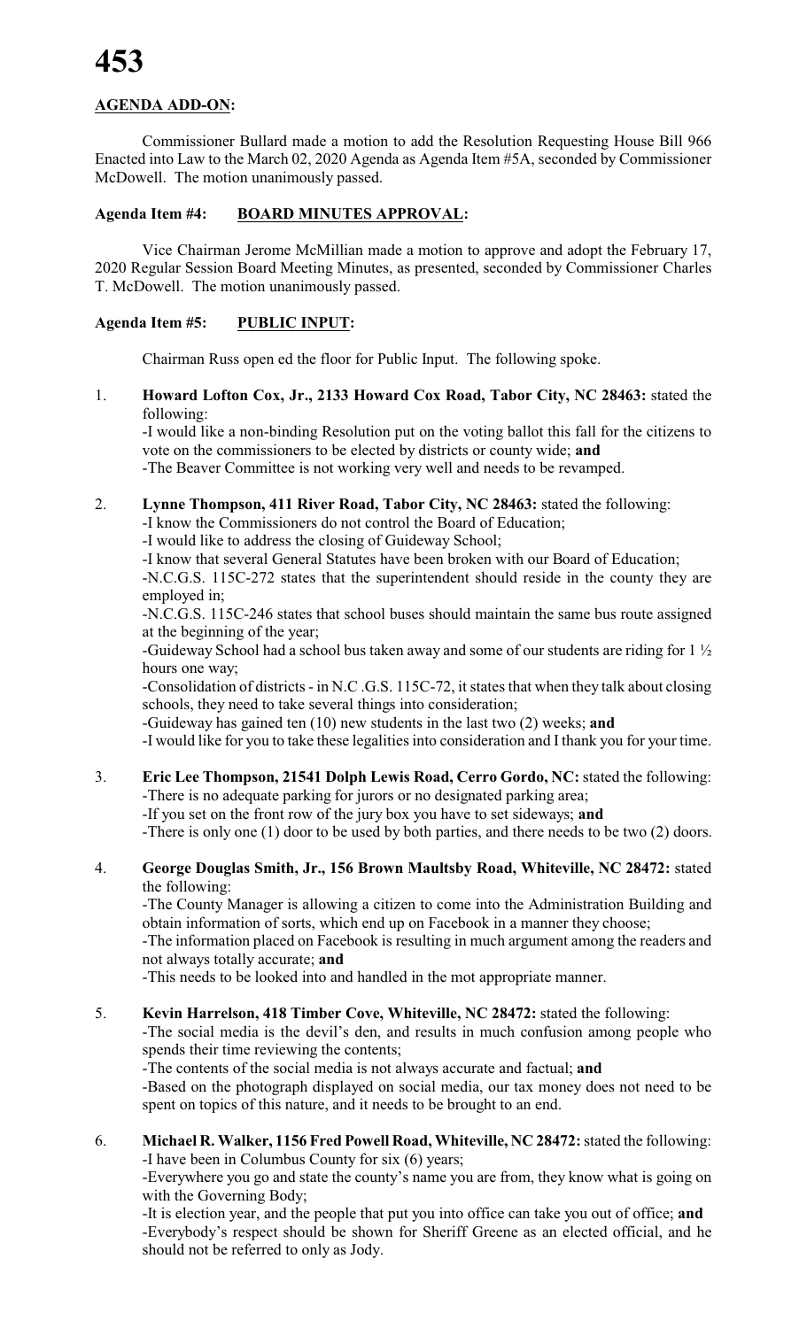**AGENDA ADD-ON:**

Commissioner Bullard made a motion to add the Resolution Requesting House Bill 966 Enacted into Law to the March 02, 2020 Agenda as Agenda Item #5A, seconded by Commissioner McDowell. The motion unanimously passed.

**Agenda Item #4: BOARD MINUTES APPROVAL:**

Vice Chairman Jerome McMillian made a motion to approve and adopt the February 17, 2020 Regular Session Board Meeting Minutes, as presented, seconded by Commissioner Charles T. McDowell. The motion unanimously passed.

**Agenda Item #5: PUBLIC INPUT:**

Chairman Russ open ed the floor for Public Input. The following spoke.

1. **Howard Lofton Cox, Jr., 2133 Howard Cox Road, Tabor City, NC 28463:** stated the following:
   -I would like a non-binding Resolution put on the voting ballot this fall for the citizens to vote on the commissioners to be elected by districts or county wide; **and**
   -The Beaver Committee is not working very well and needs to be revamped.

2. **Lynne Thompson, 411 River Road, Tabor City, NC 28463:** stated the following:
   -I know the Commissioners do not control the Board of Education;
   -I would like to address the closing of Guideway School;
   -I know that several General Statutes have been broken with our Board of Education;
   -N.C.G.S. 115C-272 states that the superintendent should reside in the county they are employed in;
   -N.C.G.S. 115C-246 states that school buses should maintain the same bus route assigned at the beginning of the year;
   -Guideway School had a school bus taken away and some of our students are riding for 1 ½ hours one way;
   -Consolidation of districts - in N.C .G.S. 115C-72, it states that when they talk about closing schools, they need to take several things into consideration;
   -Guideway has gained ten (10) new students in the last two (2) weeks; **and**
   -I would like for you to take these legalities into consideration and I thank you for your time.

3. **Eric Lee Thompson, 21541 Dolph Lewis Road, Cerro Gordo, NC:** stated the following:
   -There is no adequate parking for jurors or no designated parking area;
   -If you set on the front row of the jury box you have to set sideways; **and**
   -There is only one (1) door to be used by both parties, and there needs to be two (2) doors.

4. **George Douglas Smith, Jr., 156 Brown Maultsby Road, Whiteville, NC 28472:** stated the following:
   -The County Manager is allowing a citizen to come into the Administration Building and obtain information of sorts, which end up on Facebook in a manner they choose;
   -The information placed on Facebook is resulting in much argument among the readers and not always totally accurate; **and**
   -This needs to be looked into and handled in the mot appropriate manner.

5. **Kevin Harrelson, 418 Timber Cove, Whiteville, NC 28472:** stated the following:
   -The social media is the devil's den, and results in much confusion among people who spends their time reviewing the contents;
   -The contents of the social media is not always accurate and factual; **and**
   -Based on the photograph displayed on social media, our tax money does not need to be spent on topics of this nature, and it needs to be brought to an end.

6. **Michael R. Walker, 1156 Fred Powell Road, Whiteville, NC 28472:** stated the following:
   -I have been in Columbus County for six (6) years;
   -Everywhere you go and state the county's name you are from, they know what is going on with the Governing Body;
   -It is election year, and the people that put you into office can take you out of office; **and**
   -Everybody's respect should be shown for Sheriff Greene as an elected official, and he should not be referred to only as Jody.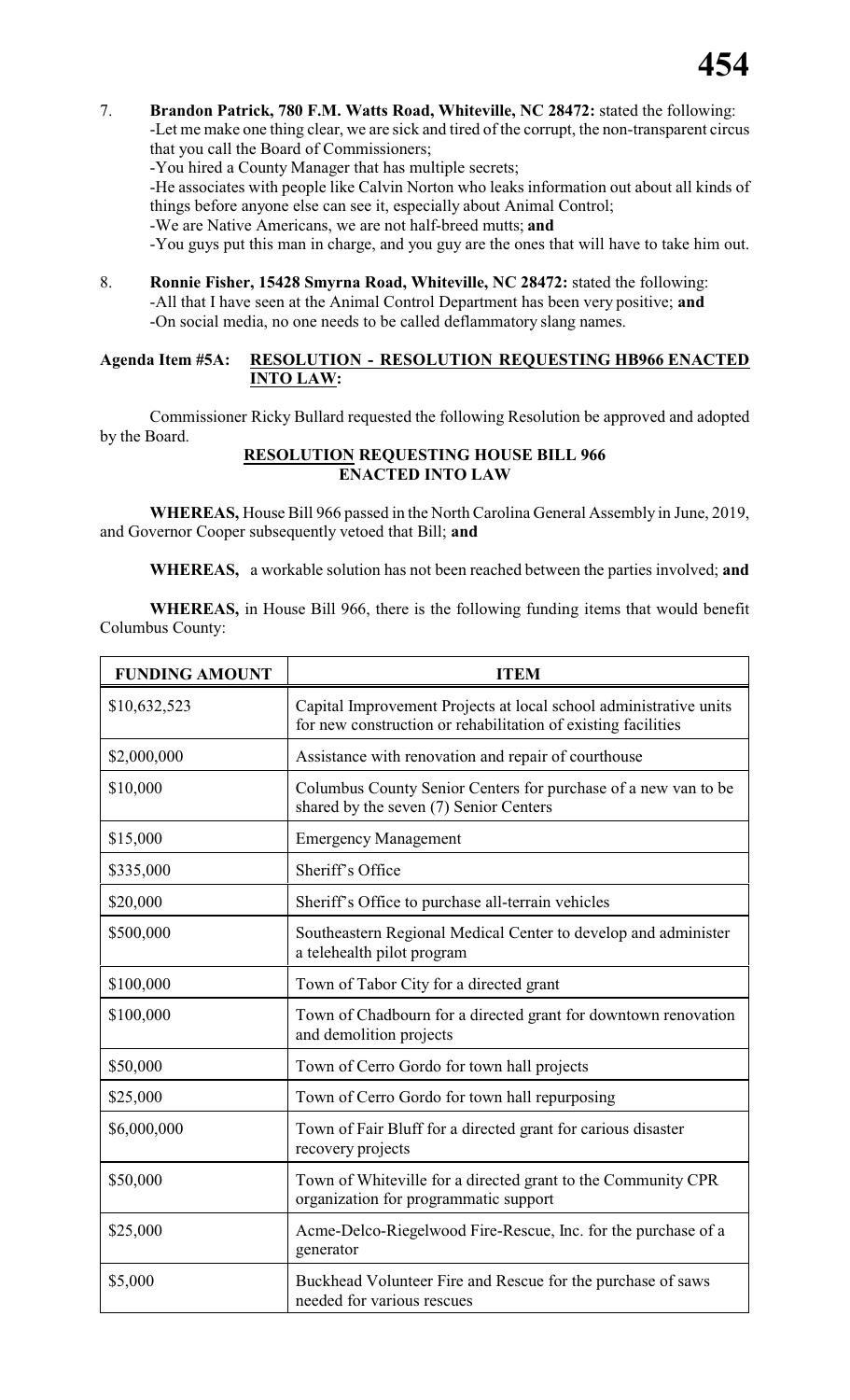7. **Brandon Patrick, 780 F.M. Watts Road, Whiteville, NC 28472:** stated the following:
   -Let me make one thing clear, we are sick and tired of the corrupt, the non-transparent circus that you call the Board of Commissioners;
   -You hired a County Manager that has multiple secrets;
   -He associates with people like Calvin Norton who leaks information out about all kinds of things before anyone else can see it, especially about Animal Control;
   -We are Native Americans, we are not half-breed mutts; **and**
   -You guys put this man in charge, and you guy are the ones that will have to take him out.

8. **Ronnie Fisher, 15428 Smyrna Road, Whiteville, NC 28472:** stated the following:
   -All that I have seen at the Animal Control Department has been very positive; **and**
   -On social media, no one needs to be called deflammatory slang names.

**Agenda Item #5A: RESOLUTION - RESOLUTION REQUESTING HB966 ENACTED INTO LAW:**

Commissioner Ricky Bullard requested the following Resolution be approved and adopted by the Board.

**RESOLUTION REQUESTING HOUSE BILL 966 ENACTED INTO LAW**

**WHEREAS,** House Bill 966 passed in the North Carolina General Assembly in June, 2019, and Governor Cooper subsequently vetoed that Bill; **and**

**WHEREAS,** a workable solution has not been reached between the parties involved; **and**

**WHEREAS,** in House Bill 966, there is the following funding items that would benefit Columbus County:

| FUNDING AMOUNT | ITEM |
|---|---|
| $10,632,523 | Capital Improvement Projects at local school administrative units for new construction or rehabilitation of existing facilities |
| $2,000,000 | Assistance with renovation and repair of courthouse |
| $10,000 | Columbus County Senior Centers for purchase of a new van to be shared by the seven (7) Senior Centers |
| $15,000 | Emergency Management |
| $335,000 | Sheriff's Office |
| $20,000 | Sheriff's Office to purchase all-terrain vehicles |
| $500,000 | Southeastern Regional Medical Center to develop and administer a telehealth pilot program |
| $100,000 | Town of Tabor City for a directed grant |
| $100,000 | Town of Chadbourn for a directed grant for downtown renovation and demolition projects |
| $50,000 | Town of Cerro Gordo for town hall projects |
| $25,000 | Town of Cerro Gordo for town hall repurposing |
| $6,000,000 | Town of Fair Bluff for a directed grant for carious disaster recovery projects |
| $50,000 | Town of Whiteville for a directed grant to the Community CPR organization for programmatic support |
| $25,000 | Acme-Delco-Riegelwood Fire-Rescue, Inc. for the purchase of a generator |
| $5,000 | Buckhead Volunteer Fire and Rescue for the purchase of saws needed for various rescues |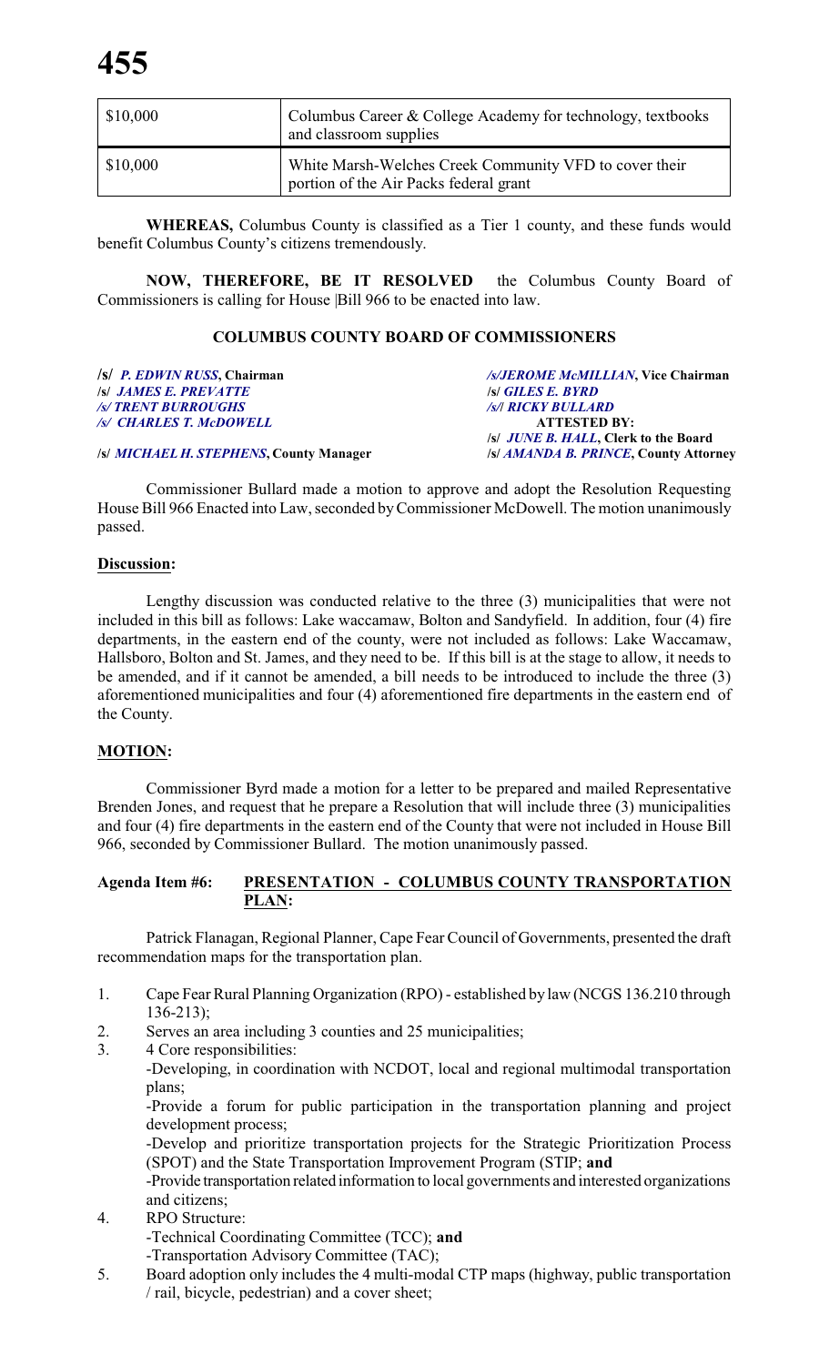| $10,000 | Columbus Career & College Academy for technology, textbooks and classroom supplies |
|---|---|
| $10,000 | White Marsh-Welches Creek Community VFD to cover their portion of the Air Packs federal grant |

**WHEREAS,** Columbus County is classified as a Tier 1 county, and these funds would benefit Columbus County's citizens tremendously.

**NOW, THEREFORE, BE IT RESOLVED** the Columbus County Board of Commissioners is calling for House |Bill 966 to be enacted into law.

**COLUMBUS COUNTY BOARD OF COMMISSIONERS**

**/s/ *P. EDWIN RUSS*, Chairman** — ***/s/JEROME McMILLIAN*, Vice Chairman**

**/s/ *JAMES E. PREVATTE*** — **/s/ *GILES E. BYRD***

***/s/ TRENT BURROUGHS*** — ***/s/| RICKY BULLARD***

***/s/ CHARLES T. McDOWELL*** — **ATTESTED BY:**

**/s/ *JUNE B. HALL*, Clerk to the Board**

**/s/ *MICHAEL H. STEPHENS*, County Manager** — **/s/ *AMANDA B. PRINCE*, County Attorney**

Commissioner Bullard made a motion to approve and adopt the Resolution Requesting House Bill 966 Enacted into Law, seconded by Commissioner McDowell. The motion unanimously passed.

**Discussion:**

Lengthy discussion was conducted relative to the three (3) municipalities that were not included in this bill as follows: Lake waccamaw, Bolton and Sandyfield. In addition, four (4) fire departments, in the eastern end of the county, were not included as follows: Lake Waccamaw, Hallsboro, Bolton and St. James, and they need to be. If this bill is at the stage to allow, it needs to be amended, and if it cannot be amended, a bill needs to be introduced to include the three (3) aforementioned municipalities and four (4) aforementioned fire departments in the eastern end of the County.

**MOTION:**

Commissioner Byrd made a motion for a letter to be prepared and mailed Representative Brenden Jones, and request that he prepare a Resolution that will include three (3) municipalities and four (4) fire departments in the eastern end of the County that were not included in House Bill 966, seconded by Commissioner Bullard. The motion unanimously passed.

**Agenda Item #6: PRESENTATION - COLUMBUS COUNTY TRANSPORTATION PLAN:**

Patrick Flanagan, Regional Planner, Cape Fear Council of Governments, presented the draft recommendation maps for the transportation plan.

1. Cape Fear Rural Planning Organization (RPO) - established by law (NCGS 136.210 through 136-213);
2. Serves an area including 3 counties and 25 municipalities;
3. 4 Core responsibilities:
   - -Developing, in coordination with NCDOT, local and regional multimodal transportation plans;
   - -Provide a forum for public participation in the transportation planning and project development process;
   - -Develop and prioritize transportation projects for the Strategic Prioritization Process (SPOT) and the State Transportation Improvement Program (STIP; **and**
   - -Provide transportation related information to local governments and interested organizations and citizens;
4. RPO Structure:
   - -Technical Coordinating Committee (TCC); **and**
   - -Transportation Advisory Committee (TAC);
5. Board adoption only includes the 4 multi-modal CTP maps (highway, public transportation / rail, bicycle, pedestrian) and a cover sheet;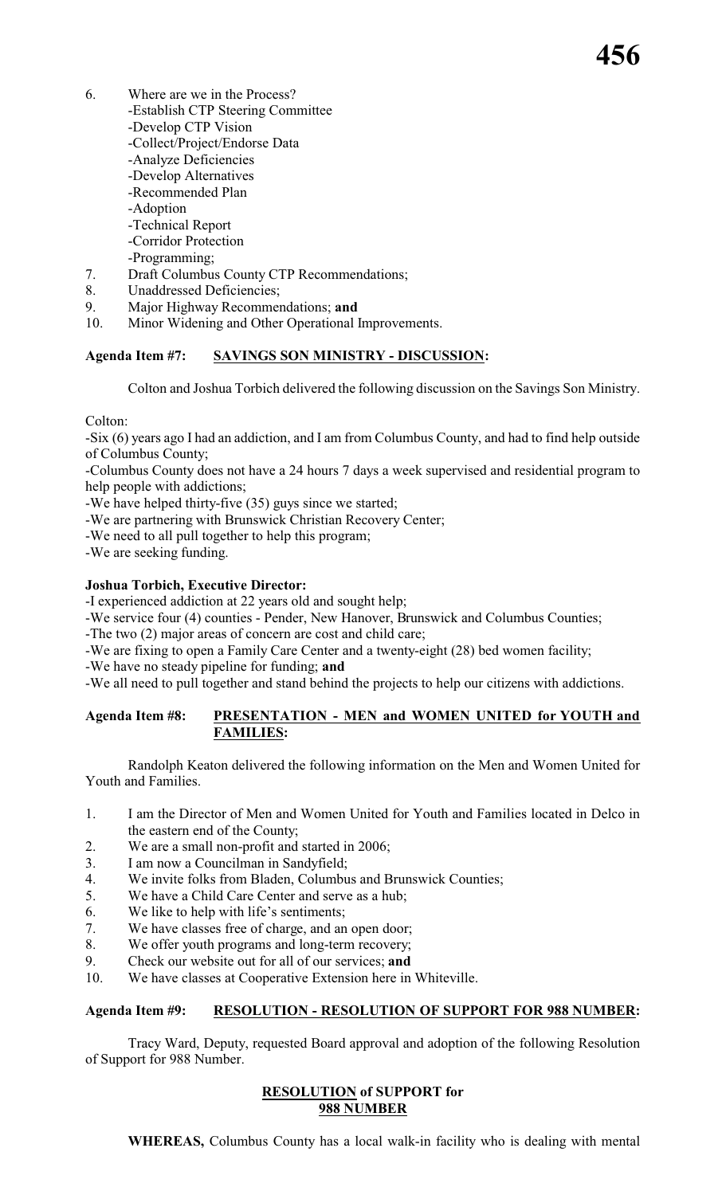6. Where are we in the Process?
   - -Establish CTP Steering Committee
   - -Develop CTP Vision
   - -Collect/Project/Endorse Data
   - -Analyze Deficiencies
   - -Develop Alternatives
   - -Recommended Plan
   - -Adoption
   - -Technical Report
   - -Corridor Protection
   - -Programming;
7. Draft Columbus County CTP Recommendations;
8. Unaddressed Deficiencies;
9. Major Highway Recommendations; **and**
10. Minor Widening and Other Operational Improvements.

**Agenda Item #7: <u>SAVINGS SON MINISTRY - DISCUSSION</u>:**

Colton and Joshua Torbich delivered the following discussion on the Savings Son Ministry.

Colton:

-Six (6) years ago I had an addiction, and I am from Columbus County, and had to find help outside of Columbus County;

-Columbus County does not have a 24 hours 7 days a week supervised and residential program to help people with addictions;

-We have helped thirty-five (35) guys since we started;

-We are partnering with Brunswick Christian Recovery Center;

-We need to all pull together to help this program;

-We are seeking funding.

**Joshua Torbich, Executive Director:**

-I experienced addiction at 22 years old and sought help;

-We service four (4) counties - Pender, New Hanover, Brunswick and Columbus Counties;

-The two (2) major areas of concern are cost and child care;

-We are fixing to open a Family Care Center and a twenty-eight (28) bed women facility;

-We have no steady pipeline for funding; **and**

-We all need to pull together and stand behind the projects to help our citizens with addictions.

**Agenda Item #8: <u>PRESENTATION - MEN and WOMEN UNITED for YOUTH and FAMILIES</u>:**

Randolph Keaton delivered the following information on the Men and Women United for Youth and Families.

1. I am the Director of Men and Women United for Youth and Families located in Delco in the eastern end of the County;
2. We are a small non-profit and started in 2006;
3. I am now a Councilman in Sandyfield;
4. We invite folks from Bladen, Columbus and Brunswick Counties;
5. We have a Child Care Center and serve as a hub;
6. We like to help with life's sentiments;
7. We have classes free of charge, and an open door;
8. We offer youth programs and long-term recovery;
9. Check our website out for all of our services; **and**
10. We have classes at Cooperative Extension here in Whiteville.

**Agenda Item #9: <u>RESOLUTION - RESOLUTION OF SUPPORT FOR 988 NUMBER</u>:**

Tracy Ward, Deputy, requested Board approval and adoption of the following Resolution of Support for 988 Number.

**<u>RESOLUTION</u> of SUPPORT for**
**<u>988 NUMBER</u>**

**WHEREAS,** Columbus County has a local walk-in facility who is dealing with mental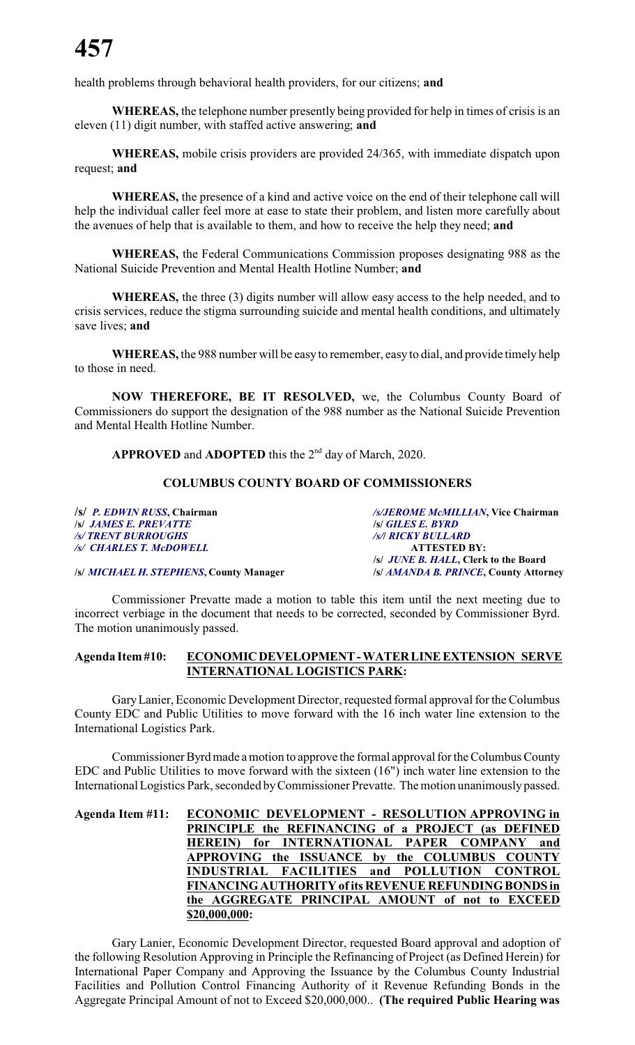health problems through behavioral health providers, for our citizens; **and**

**WHEREAS,** the telephone number presently being provided for help in times of crisis is an eleven (11) digit number, with staffed active answering; **and**

**WHEREAS,** mobile crisis providers are provided 24/365, with immediate dispatch upon request; **and**

**WHEREAS,** the presence of a kind and active voice on the end of their telephone call will help the individual caller feel more at ease to state their problem, and listen more carefully about the avenues of help that is available to them, and how to receive the help they need; **and**

**WHEREAS,** the Federal Communications Commission proposes designating 988 as the National Suicide Prevention and Mental Health Hotline Number; **and**

**WHEREAS,** the three (3) digits number will allow easy access to the help needed, and to crisis services, reduce the stigma surrounding suicide and mental health conditions, and ultimately save lives; **and**

**WHEREAS,** the 988 number will be easy to remember, easy to dial, and provide timely help to those in need.

**NOW THEREFORE, BE IT RESOLVED,** we, the Columbus County Board of Commissioners do support the designation of the 988 number as the National Suicide Prevention and Mental Health Hotline Number.

**APPROVED** and **ADOPTED** this the 2nd day of March, 2020.

**COLUMBUS COUNTY BOARD OF COMMISSIONERS**

**/s/** ***P. EDWIN RUSS*, Chairman**
**/s/** ***JAMES E. PREVATTE***
***/s/ TRENT BURROUGHS***
***/s/ CHARLES T. McDOWELL***

***/s/JEROME McMILLIAN*, Vice Chairman**
**/s/** ***GILES E. BYRD***
***/s/| RICKY BULLARD***
**ATTESTED BY:**
**/s/** ***JUNE B. HALL*, Clerk to the Board**

**/s/** ***MICHAEL H. STEPHENS*, County Manager**
**/s/** ***AMANDA B. PRINCE*, County Attorney**

Commissioner Prevatte made a motion to table this item until the next meeting due to incorrect verbiage in the document that needs to be corrected, seconded by Commissioner Byrd. The motion unanimously passed.

**Agenda Item #10: ECONOMIC DEVELOPMENT - WATER LINE EXTENSION SERVE INTERNATIONAL LOGISTICS PARK:**

Gary Lanier, Economic Development Director, requested formal approval for the Columbus County EDC and Public Utilities to move forward with the 16 inch water line extension to the International Logistics Park.

Commissioner Byrd made a motion to approve the formal approval for the Columbus County EDC and Public Utilities to move forward with the sixteen (16") inch water line extension to the International Logistics Park, seconded by Commissioner Prevatte. The motion unanimously passed.

**Agenda Item #11: ECONOMIC DEVELOPMENT - RESOLUTION APPROVING in PRINCIPLE the REFINANCING of a PROJECT (as DEFINED HEREIN) for INTERNATIONAL PAPER COMPANY and APPROVING the ISSUANCE by the COLUMBUS COUNTY INDUSTRIAL FACILITIES and POLLUTION CONTROL FINANCING AUTHORITY of its REVENUE REFUNDING BONDS in the AGGREGATE PRINCIPAL AMOUNT of not to EXCEED $20,000,000:**

Gary Lanier, Economic Development Director, requested Board approval and adoption of the following Resolution Approving in Principle the Refinancing of Project (as Defined Herein) for International Paper Company and Approving the Issuance by the Columbus County Industrial Facilities and Pollution Control Financing Authority of it Revenue Refunding Bonds in the Aggregate Principal Amount of not to Exceed $20,000,000.. **(The required Public Hearing was**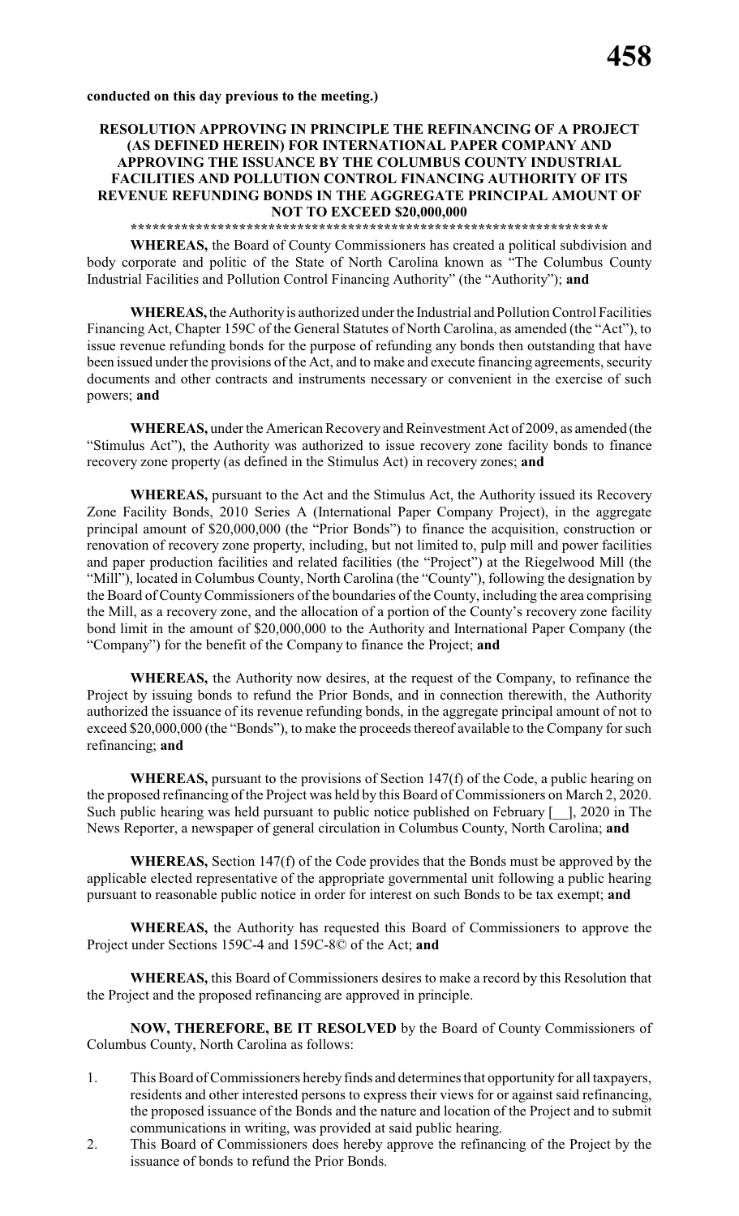**conducted on this day previous to the meeting.)**

**RESOLUTION APPROVING IN PRINCIPLE THE REFINANCING OF A PROJECT (AS DEFINED HEREIN) FOR INTERNATIONAL PAPER COMPANY AND APPROVING THE ISSUANCE BY THE COLUMBUS COUNTY INDUSTRIAL FACILITIES AND POLLUTION CONTROL FINANCING AUTHORITY OF ITS REVENUE REFUNDING BONDS IN THE AGGREGATE PRINCIPAL AMOUNT OF NOT TO EXCEED $20,000,000**

**********************************************************************

**WHEREAS,** the Board of County Commissioners has created a political subdivision and body corporate and politic of the State of North Carolina known as "The Columbus County Industrial Facilities and Pollution Control Financing Authority" (the "Authority"); **and**

**WHEREAS,** the Authority is authorized under the Industrial and Pollution Control Facilities Financing Act, Chapter 159C of the General Statutes of North Carolina, as amended (the "Act"), to issue revenue refunding bonds for the purpose of refunding any bonds then outstanding that have been issued under the provisions of the Act, and to make and execute financing agreements, security documents and other contracts and instruments necessary or convenient in the exercise of such powers; **and**

**WHEREAS,** under the American Recovery and Reinvestment Act of 2009, as amended (the "Stimulus Act"), the Authority was authorized to issue recovery zone facility bonds to finance recovery zone property (as defined in the Stimulus Act) in recovery zones; **and**

**WHEREAS,** pursuant to the Act and the Stimulus Act, the Authority issued its Recovery Zone Facility Bonds, 2010 Series A (International Paper Company Project), in the aggregate principal amount of $20,000,000 (the "Prior Bonds") to finance the acquisition, construction or renovation of recovery zone property, including, but not limited to, pulp mill and power facilities and paper production facilities and related facilities (the "Project") at the Riegelwood Mill (the "Mill"), located in Columbus County, North Carolina (the "County"), following the designation by the Board of County Commissioners of the boundaries of the County, including the area comprising the Mill, as a recovery zone, and the allocation of a portion of the County's recovery zone facility bond limit in the amount of $20,000,000 to the Authority and International Paper Company (the "Company") for the benefit of the Company to finance the Project; **and**

**WHEREAS,** the Authority now desires, at the request of the Company, to refinance the Project by issuing bonds to refund the Prior Bonds, and in connection therewith, the Authority authorized the issuance of its revenue refunding bonds, in the aggregate principal amount of not to exceed $20,000,000 (the "Bonds"), to make the proceeds thereof available to the Company for such refinancing; **and**

**WHEREAS,** pursuant to the provisions of Section 147(f) of the Code, a public hearing on the proposed refinancing of the Project was held by this Board of Commissioners on March 2, 2020. Such public hearing was held pursuant to public notice published on February [__], 2020 in The News Reporter, a newspaper of general circulation in Columbus County, North Carolina; **and**

**WHEREAS,** Section 147(f) of the Code provides that the Bonds must be approved by the applicable elected representative of the appropriate governmental unit following a public hearing pursuant to reasonable public notice in order for interest on such Bonds to be tax exempt; **and**

**WHEREAS,** the Authority has requested this Board of Commissioners to approve the Project under Sections 159C-4 and 159C-8© of the Act; **and**

**WHEREAS,** this Board of Commissioners desires to make a record by this Resolution that the Project and the proposed refinancing are approved in principle.

**NOW, THEREFORE, BE IT RESOLVED** by the Board of County Commissioners of Columbus County, North Carolina as follows:

1. This Board of Commissioners hereby finds and determines that opportunity for all taxpayers, residents and other interested persons to express their views for or against said refinancing, the proposed issuance of the Bonds and the nature and location of the Project and to submit communications in writing, was provided at said public hearing.
2. This Board of Commissioners does hereby approve the refinancing of the Project by the issuance of bonds to refund the Prior Bonds.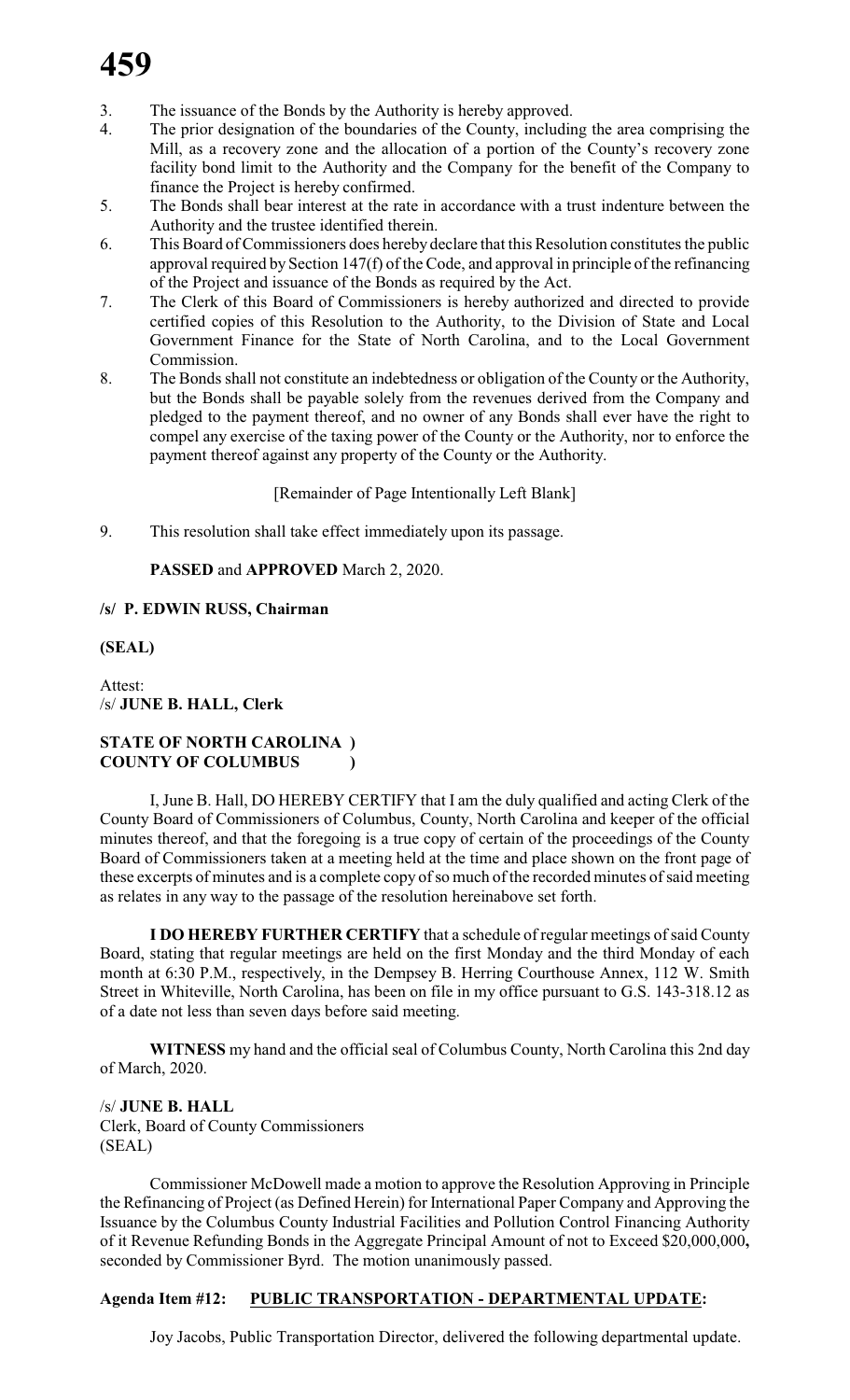3. The issuance of the Bonds by the Authority is hereby approved.
4. The prior designation of the boundaries of the County, including the area comprising the Mill, as a recovery zone and the allocation of a portion of the County's recovery zone facility bond limit to the Authority and the Company for the benefit of the Company to finance the Project is hereby confirmed.
5. The Bonds shall bear interest at the rate in accordance with a trust indenture between the Authority and the trustee identified therein.
6. This Board of Commissioners does hereby declare that this Resolution constitutes the public approval required by Section 147(f) of the Code, and approval in principle of the refinancing of the Project and issuance of the Bonds as required by the Act.
7. The Clerk of this Board of Commissioners is hereby authorized and directed to provide certified copies of this Resolution to the Authority, to the Division of State and Local Government Finance for the State of North Carolina, and to the Local Government Commission.
8. The Bonds shall not constitute an indebtedness or obligation of the County or the Authority, but the Bonds shall be payable solely from the revenues derived from the Company and pledged to the payment thereof, and no owner of any Bonds shall ever have the right to compel any exercise of the taxing power of the County or the Authority, nor to enforce the payment thereof against any property of the County or the Authority.

[Remainder of Page Intentionally Left Blank]

9. This resolution shall take effect immediately upon its passage.

**PASSED** and **APPROVED** March 2, 2020.

**/s/ P. EDWIN RUSS, Chairman**

**(SEAL)**

Attest:
/s/ **JUNE B. HALL, Clerk**

**STATE OF NORTH CAROLINA )**
**COUNTY OF COLUMBUS )**

I, June B. Hall, DO HEREBY CERTIFY that I am the duly qualified and acting Clerk of the County Board of Commissioners of Columbus, County, North Carolina and keeper of the official minutes thereof, and that the foregoing is a true copy of certain of the proceedings of the County Board of Commissioners taken at a meeting held at the time and place shown on the front page of these excerpts of minutes and is a complete copy of so much of the recorded minutes of said meeting as relates in any way to the passage of the resolution hereinabove set forth.

**I DO HEREBY FURTHER CERTIFY** that a schedule of regular meetings of said County Board, stating that regular meetings are held on the first Monday and the third Monday of each month at 6:30 P.M., respectively, in the Dempsey B. Herring Courthouse Annex, 112 W. Smith Street in Whiteville, North Carolina, has been on file in my office pursuant to G.S. 143-318.12 as of a date not less than seven days before said meeting.

**WITNESS** my hand and the official seal of Columbus County, North Carolina this 2nd day of March, 2020.

/s/ **JUNE B. HALL**
Clerk, Board of County Commissioners
(SEAL)

Commissioner McDowell made a motion to approve the Resolution Approving in Principle the Refinancing of Project (as Defined Herein) for International Paper Company and Approving the Issuance by the Columbus County Industrial Facilities and Pollution Control Financing Authority of it Revenue Refunding Bonds in the Aggregate Principal Amount of not to Exceed $20,000,000**,** seconded by Commissioner Byrd. The motion unanimously passed.

**Agenda Item #12: PUBLIC TRANSPORTATION - DEPARTMENTAL UPDATE:**

Joy Jacobs, Public Transportation Director, delivered the following departmental update.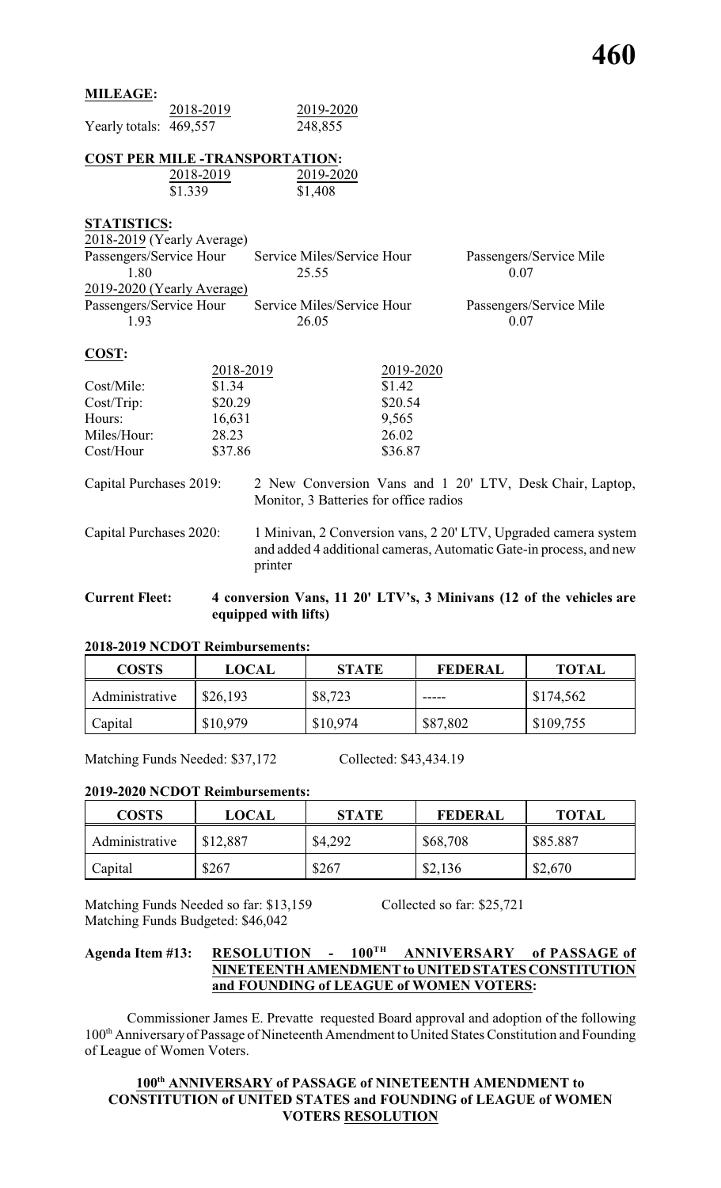**MILEAGE:**

| | 2018-2019 | 2019-2020 |
|---|---|---|
| Yearly totals: | 469,557 | 248,855 |

**COST PER MILE -TRANSPORTATION:**

| 2018-2019 | 2019-2020 |
|---|---|
| $1.339 | $1,408 |

**STATISTICS:**

2018-2019 (Yearly Average)

| Passengers/Service Hour | Service Miles/Service Hour | Passengers/Service Mile |
|---|---|---|
| 1.80 | 25.55 | 0.07 |

2019-2020 (Yearly Average)

| Passengers/Service Hour | Service Miles/Service Hour | Passengers/Service Mile |
|---|---|---|
| 1.93 | 26.05 | 0.07 |

**COST:**

| | 2018-2019 | 2019-2020 |
|---|---|---|
| Cost/Mile: | $1.34 | $1.42 |
| Cost/Trip: | $20.29 | $20.54 |
| Hours: | 16,631 | 9,565 |
| Miles/Hour: | 28.23 | 26.02 |
| Cost/Hour | $37.86 | $36.87 |

Capital Purchases 2019: 2 New Conversion Vans and 1 20' LTV, Desk Chair, Laptop, Monitor, 3 Batteries for office radios

Capital Purchases 2020: 1 Minivan, 2 Conversion vans, 2 20' LTV, Upgraded camera system and added 4 additional cameras, Automatic Gate-in process, and new printer

**Current Fleet: 4 conversion Vans, 11 20' LTV's, 3 Minivans (12 of the vehicles are equipped with lifts)**

**2018-2019 NCDOT Reimbursements:**

| COSTS | LOCAL | STATE | FEDERAL | TOTAL |
|---|---|---|---|---|
| Administrative | $26,193 | $8,723 | ----- | $174,562 |
| Capital | $10,979 | $10,974 | $87,802 | $109,755 |

Matching Funds Needed: $37,172 Collected: $43,434.19

**2019-2020 NCDOT Reimbursements:**

| COSTS | LOCAL | STATE | FEDERAL | TOTAL |
|---|---|---|---|---|
| Administrative | $12,887 | $4,292 | $68,708 | $85.887 |
| Capital | $267 | $267 | $2,136 | $2,670 |

Matching Funds Needed so far: $13,159 Collected so far: $25,721
Matching Funds Budgeted: $46,042

**Agenda Item #13: RESOLUTION - 100TH ANNIVERSARY of PASSAGE of NINETEENTH AMENDMENT to UNITED STATES CONSTITUTION and FOUNDING of LEAGUE of WOMEN VOTERS:**

Commissioner James E. Prevatte requested Board approval and adoption of the following 100th Anniversary of Passage of Nineteenth Amendment to United States Constitution and Founding of League of Women Voters.

**100th ANNIVERSARY of PASSAGE of NINETEENTH AMENDMENT to CONSTITUTION of UNITED STATES and FOUNDING of LEAGUE of WOMEN VOTERS RESOLUTION**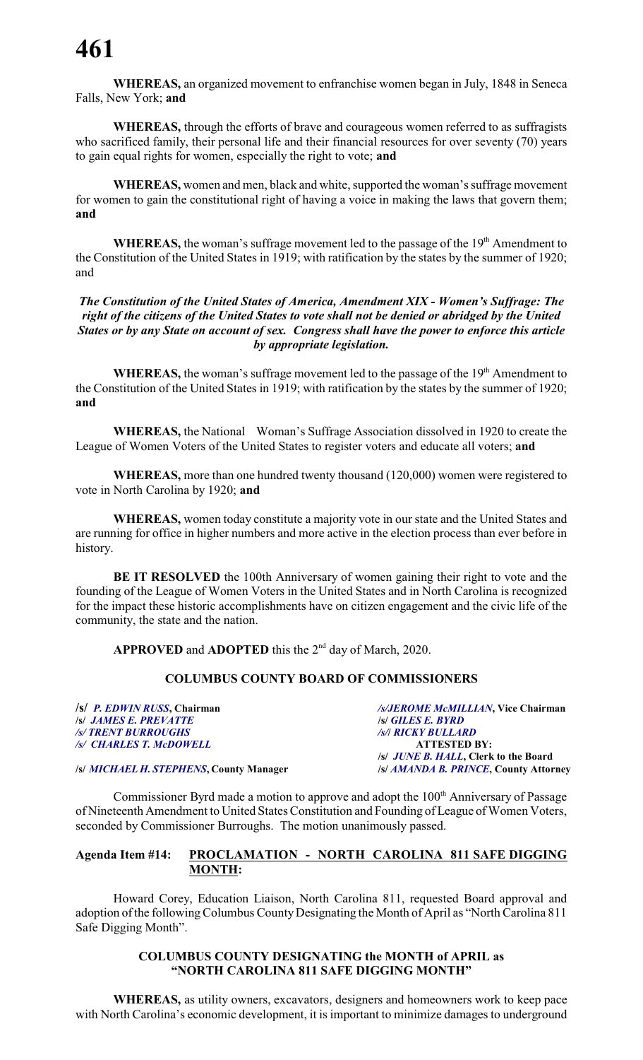**WHEREAS,** an organized movement to enfranchise women began in July, 1848 in Seneca Falls, New York; **and**

**WHEREAS,** through the efforts of brave and courageous women referred to as suffragists who sacrificed family, their personal life and their financial resources for over seventy (70) years to gain equal rights for women, especially the right to vote; **and**

**WHEREAS,** women and men, black and white, supported the woman's suffrage movement for women to gain the constitutional right of having a voice in making the laws that govern them; **and**

**WHEREAS,** the woman's suffrage movement led to the passage of the 19th Amendment to the Constitution of the United States in 1919; with ratification by the states by the summer of 1920; and

***The Constitution of the United States of America, Amendment XIX - Women's Suffrage: The right of the citizens of the United States to vote shall not be denied or abridged by the United States or by any State on account of sex. Congress shall have the power to enforce this article by appropriate legislation.***

**WHEREAS,** the woman's suffrage movement led to the passage of the 19th Amendment to the Constitution of the United States in 1919; with ratification by the states by the summer of 1920; **and**

**WHEREAS,** the National Woman's Suffrage Association dissolved in 1920 to create the League of Women Voters of the United States to register voters and educate all voters; **and**

**WHEREAS,** more than one hundred twenty thousand (120,000) women were registered to vote in North Carolina by 1920; **and**

**WHEREAS,** women today constitute a majority vote in our state and the United States and are running for office in higher numbers and more active in the election process than ever before in history.

**BE IT RESOLVED** the 100th Anniversary of women gaining their right to vote and the founding of the League of Women Voters in the United States and in North Carolina is recognized for the impact these historic accomplishments have on citizen engagement and the civic life of the community, the state and the nation.

**APPROVED** and **ADOPTED** this the 2nd day of March, 2020.

**COLUMBUS COUNTY BOARD OF COMMISSIONERS**

**/s/ *P. EDWIN RUSS*, Chairman**
**/s/ *JAMES E. PREVATTE***
***/s/ TRENT BURROUGHS***
***/s/ CHARLES T. McDOWELL***

***/s/JEROME McMILLIAN*, Vice Chairman**
**/s/ *GILES E. BYRD***
***/s/| RICKY BULLARD***
**ATTESTED BY:**
**/s/ *JUNE B. HALL*, Clerk to the Board**

**/s/ *MICHAEL H. STEPHENS*, County Manager**
**/s/ *AMANDA B. PRINCE*, County Attorney**

Commissioner Byrd made a motion to approve and adopt the 100th Anniversary of Passage of Nineteenth Amendment to United States Constitution and Founding of League of Women Voters, seconded by Commissioner Burroughs. The motion unanimously passed.

**Agenda Item #14: PROCLAMATION - NORTH CAROLINA 811 SAFE DIGGING MONTH:**

Howard Corey, Education Liaison, North Carolina 811, requested Board approval and adoption of the following Columbus County Designating the Month of April as "North Carolina 811 Safe Digging Month".

**COLUMBUS COUNTY DESIGNATING the MONTH of APRIL as "NORTH CAROLINA 811 SAFE DIGGING MONTH"**

**WHEREAS,** as utility owners, excavators, designers and homeowners work to keep pace with North Carolina's economic development, it is important to minimize damages to underground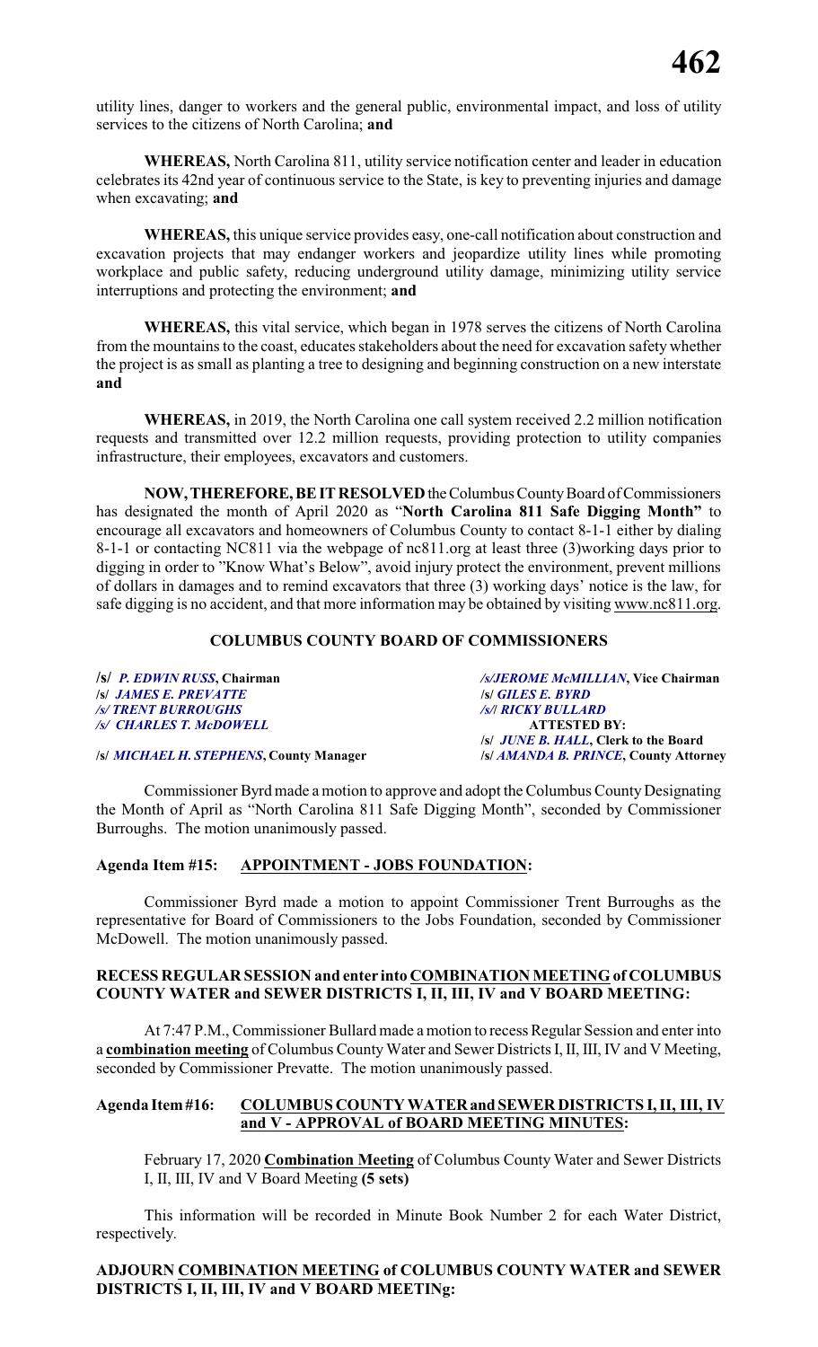utility lines, danger to workers and the general public, environmental impact, and loss of utility services to the citizens of North Carolina; **and**

**WHEREAS,** North Carolina 811, utility service notification center and leader in education celebrates its 42nd year of continuous service to the State, is key to preventing injuries and damage when excavating; **and**

**WHEREAS,** this unique service provides easy, one-call notification about construction and excavation projects that may endanger workers and jeopardize utility lines while promoting workplace and public safety, reducing underground utility damage, minimizing utility service interruptions and protecting the environment; **and**

**WHEREAS,** this vital service, which began in 1978 serves the citizens of North Carolina from the mountains to the coast, educates stakeholders about the need for excavation safety whether the project is as small as planting a tree to designing and beginning construction on a new interstate **and**

**WHEREAS,** in 2019, the North Carolina one call system received 2.2 million notification requests and transmitted over 12.2 million requests, providing protection to utility companies infrastructure, their employees, excavators and customers.

**NOW, THEREFORE, BE IT RESOLVED** the Columbus County Board of Commissioners has designated the month of April 2020 as "**North Carolina 811 Safe Digging Month"** to encourage all excavators and homeowners of Columbus County to contact 8-1-1 either by dialing 8-1-1 or contacting NC811 via the webpage of nc811.org at least three (3)working days prior to digging in order to "Know What's Below", avoid injury protect the environment, prevent millions of dollars in damages and to remind excavators that three (3) working days' notice is the law, for safe digging is no accident, and that more information may be obtained by visiting www.nc811.org.

**COLUMBUS COUNTY BOARD OF COMMISSIONERS**

| | |
|---|---|
| **/s/** ***P. EDWIN RUSS*****, Chairman** | ***/s/JEROME McMILLIAN*****, Vice Chairman** |
| **/s/** ***JAMES E. PREVATTE*** | **/s/** ***GILES E. BYRD*** |
| ***/s/ TRENT BURROUGHS*** | ***/s/l RICKY BULLARD*** |
| ***/s/ CHARLES T. McDOWELL*** | **ATTESTED BY:** |
| | **/s/** ***JUNE B. HALL*****, Clerk to the Board** |
| **/s/** ***MICHAEL H. STEPHENS*****, County Manager** | **/s/** ***AMANDA B. PRINCE*****, County Attorney** |

Commissioner Byrd made a motion to approve and adopt the Columbus County Designating the Month of April as "North Carolina 811 Safe Digging Month", seconded by Commissioner Burroughs. The motion unanimously passed.

**Agenda Item #15: APPOINTMENT - JOBS FOUNDATION:**

Commissioner Byrd made a motion to appoint Commissioner Trent Burroughs as the representative for Board of Commissioners to the Jobs Foundation, seconded by Commissioner McDowell. The motion unanimously passed.

**RECESS REGULAR SESSION and enter into COMBINATION MEETING of COLUMBUS COUNTY WATER and SEWER DISTRICTS I, II, III, IV and V BOARD MEETING:**

At 7:47 P.M., Commissioner Bullard made a motion to recess Regular Session and enter into a **combination meeting** of Columbus County Water and Sewer Districts I, II, III, IV and V Meeting, seconded by Commissioner Prevatte. The motion unanimously passed.

**Agenda Item #16: COLUMBUS COUNTY WATER and SEWER DISTRICTS I, II, III, IV and V - APPROVAL of BOARD MEETING MINUTES:**

February 17, 2020 **Combination Meeting** of Columbus County Water and Sewer Districts I, II, III, IV and V Board Meeting **(5 sets)**

This information will be recorded in Minute Book Number 2 for each Water District, respectively.

**ADJOURN COMBINATION MEETING of COLUMBUS COUNTY WATER and SEWER DISTRICTS I, II, III, IV and V BOARD MEETINg:**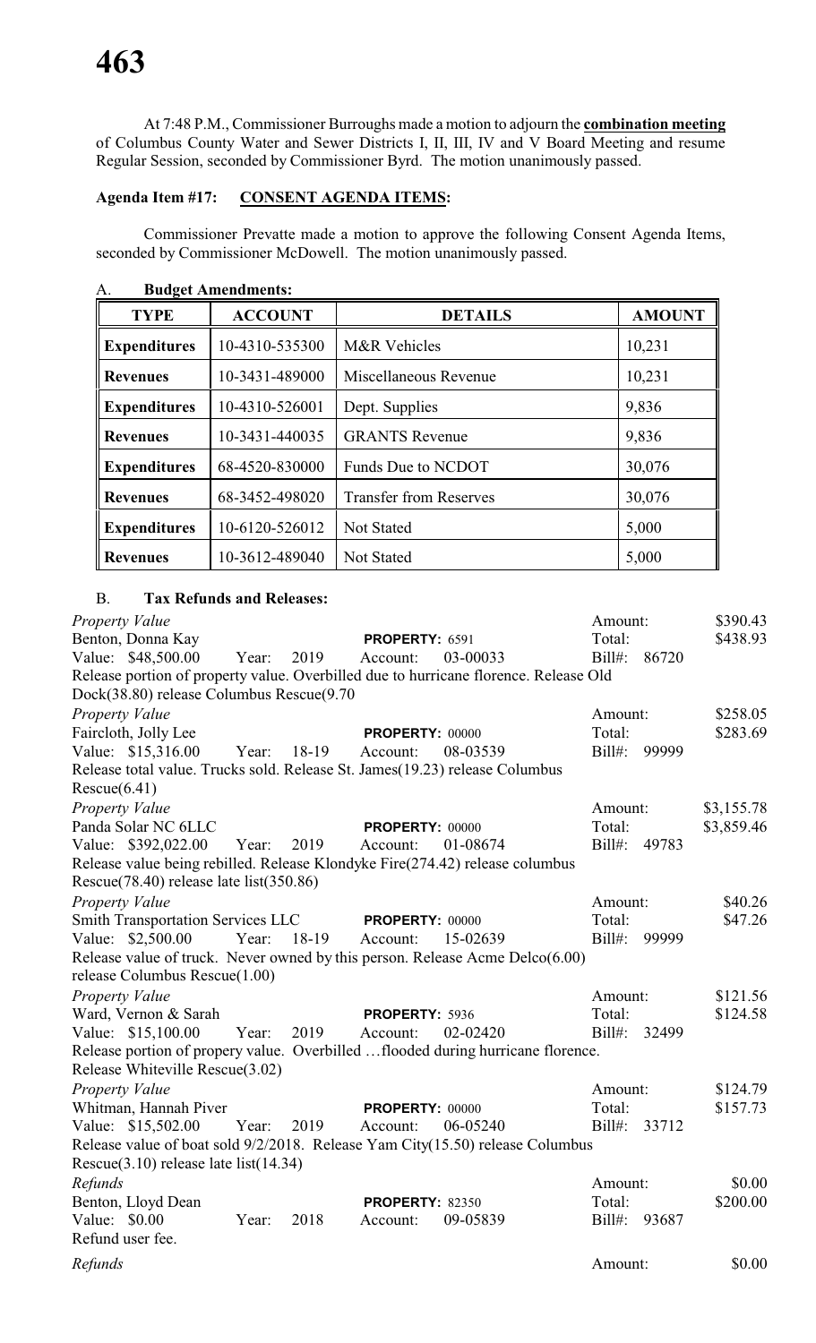At 7:48 P.M., Commissioner Burroughs made a motion to adjourn the **combination meeting** of Columbus County Water and Sewer Districts I, II, III, IV and V Board Meeting and resume Regular Session, seconded by Commissioner Byrd. The motion unanimously passed.

**Agenda Item #17: CONSENT AGENDA ITEMS:**

Commissioner Prevatte made a motion to approve the following Consent Agenda Items, seconded by Commissioner McDowell. The motion unanimously passed.

A. **Budget Amendments:**

| TYPE | ACCOUNT | DETAILS | AMOUNT |
|---|---|---|---|
| **Expenditures** | 10-4310-535300 | M&R Vehicles | 10,231 |
| **Revenues** | 10-3431-489000 | Miscellaneous Revenue | 10,231 |
| **Expenditures** | 10-4310-526001 | Dept. Supplies | 9,836 |
| **Revenues** | 10-3431-440035 | GRANTS Revenue | 9,836 |
| **Expenditures** | 68-4520-830000 | Funds Due to NCDOT | 30,076 |
| **Revenues** | 68-3452-498020 | Transfer from Reserves | 30,076 |
| **Expenditures** | 10-6120-526012 | Not Stated | 5,000 |
| **Revenues** | 10-3612-489040 | Not Stated | 5,000 |

B. **Tax Refunds and Releases:**

*Property Value* — Amount: $390.43
Benton, Donna Kay — **PROPERTY:** 6591 — Total: $438.93
Value: $48,500.00 Year: 2019 Account: 03-00033 Bill#: 86720
Release portion of property value. Overbilled due to hurricane florence. Release Old Dock(38.80) release Columbus Rescue(9.70

*Property Value* — Amount: $258.05
Faircloth, Jolly Lee — **PROPERTY:** 00000 — Total: $283.69
Value: $15,316.00 Year: 18-19 Account: 08-03539 Bill#: 99999
Release total value. Trucks sold. Release St. James(19.23) release Columbus Rescue(6.41)

*Property Value* — Amount: $3,155.78
Panda Solar NC 6LLC — **PROPERTY:** 00000 — Total: $3,859.46
Value: $392,022.00 Year: 2019 Account: 01-08674 Bill#: 49783
Release value being rebilled. Release Klondyke Fire(274.42) release columbus Rescue(78.40) release late list(350.86)

*Property Value* — Amount: $40.26
Smith Transportation Services LLC — **PROPERTY:** 00000 — Total: $47.26
Value: $2,500.00 Year: 18-19 Account: 15-02639 Bill#: 99999
Release value of truck. Never owned by this person. Release Acme Delco(6.00) release Columbus Rescue(1.00)

*Property Value* — Amount: $121.56
Ward, Vernon & Sarah — **PROPERTY:** 5936 — Total: $124.58
Value: $15,100.00 Year: 2019 Account: 02-02420 Bill#: 32499
Release portion of propery value. Overbilled …flooded during hurricane florence. Release Whiteville Rescue(3.02)

*Property Value* — Amount: $124.79
Whitman, Hannah Piver — **PROPERTY:** 00000 — Total: $157.73
Value: $15,502.00 Year: 2019 Account: 06-05240 Bill#: 33712
Release value of boat sold 9/2/2018. Release Yam City(15.50) release Columbus Rescue(3.10) release late list(14.34)

*Refunds* — Amount: $0.00
Benton, Lloyd Dean — **PROPERTY:** 82350 — Total: $200.00
Value: $0.00 Year: 2018 Account: 09-05839 Bill#: 93687
Refund user fee.

*Refunds* — Amount: $0.00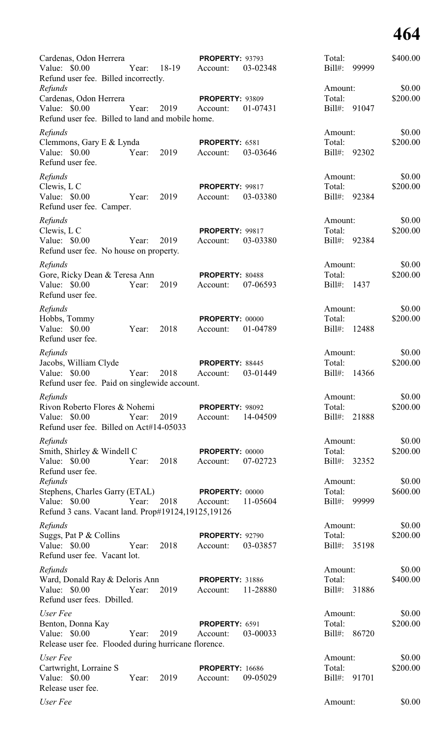Cardenas, Odon Herrera **PROPERTY:** 93793 Total: $400.00
Value: $0.00 Year: 18-19 Account: 03-02348 Bill#: 99999
Refund user fee. Billed incorrectly.

*Refunds* Amount: $0.00
Cardenas, Odon Herrera **PROPERTY:** 93809 Total: $200.00
Value: $0.00 Year: 2019 Account: 01-07431 Bill#: 91047
Refund user fee. Billed to land and mobile home.

*Refunds* Amount: $0.00
Clemmons, Gary E & Lynda **PROPERTY:** 6581 Total: $200.00
Value: $0.00 Year: 2019 Account: 03-03646 Bill#: 92302
Refund user fee.

*Refunds* Amount: $0.00
Clewis, L C **PROPERTY:** 99817 Total: $200.00
Value: $0.00 Year: 2019 Account: 03-03380 Bill#: 92384
Refund user fee. Camper.

*Refunds* Amount: $0.00
Clewis, L C **PROPERTY:** 99817 Total: $200.00
Value: $0.00 Year: 2019 Account: 03-03380 Bill#: 92384
Refund user fee. No house on property.

*Refunds* Amount: $0.00
Gore, Ricky Dean & Teresa Ann **PROPERTY:** 80488 Total: $200.00
Value: $0.00 Year: 2019 Account: 07-06593 Bill#: 1437
Refund user fee.

*Refunds* Amount: $0.00
Hobbs, Tommy **PROPERTY:** 00000 Total: $200.00
Value: $0.00 Year: 2018 Account: 01-04789 Bill#: 12488
Refund user fee.

*Refunds* Amount: $0.00
Jacobs, William Clyde **PROPERTY:** 88445 Total: $200.00
Value: $0.00 Year: 2018 Account: 03-01449 Bill#: 14366
Refund user fee. Paid on singlewide account.

*Refunds* Amount: $0.00
Rivon Roberto Flores & Nohemi **PROPERTY:** 98092 Total: $200.00
Value: $0.00 Year: 2019 Account: 14-04509 Bill#: 21888
Refund user fee. Billed on Act#14-05033

*Refunds* Amount: $0.00
Smith, Shirley & Windell C **PROPERTY:** 00000 Total: $200.00
Value: $0.00 Year: 2018 Account: 07-02723 Bill#: 32352
Refund user fee.

*Refunds* Amount: $0.00
Stephens, Charles Garry (ETAL) **PROPERTY:** 00000 Total: $600.00
Value: $0.00 Year: 2018 Account: 11-05604 Bill#: 99999
Refund 3 cans. Vacant land. Prop#19124,19125,19126

*Refunds* Amount: $0.00
Suggs, Pat P & Collins **PROPERTY:** 92790 Total: $200.00
Value: $0.00 Year: 2018 Account: 03-03857 Bill#: 35198
Refund user fee. Vacant lot.

*Refunds* Amount: $0.00
Ward, Donald Ray & Deloris Ann **PROPERTY:** 31886 Total: $400.00
Value: $0.00 Year: 2019 Account: 11-28880 Bill#: 31886
Refund user fees. Dbilled.

*User Fee* Amount: $0.00
Benton, Donna Kay **PROPERTY:** 6591 Total: $200.00
Value: $0.00 Year: 2019 Account: 03-00033 Bill#: 86720
Release user fee. Flooded during hurricane florence.

*User Fee* Amount: $0.00
Cartwright, Lorraine S **PROPERTY:** 16686 Total: $200.00
Value: $0.00 Year: 2019 Account: 09-05029 Bill#: 91701
Release user fee.

*User Fee* Amount: $0.00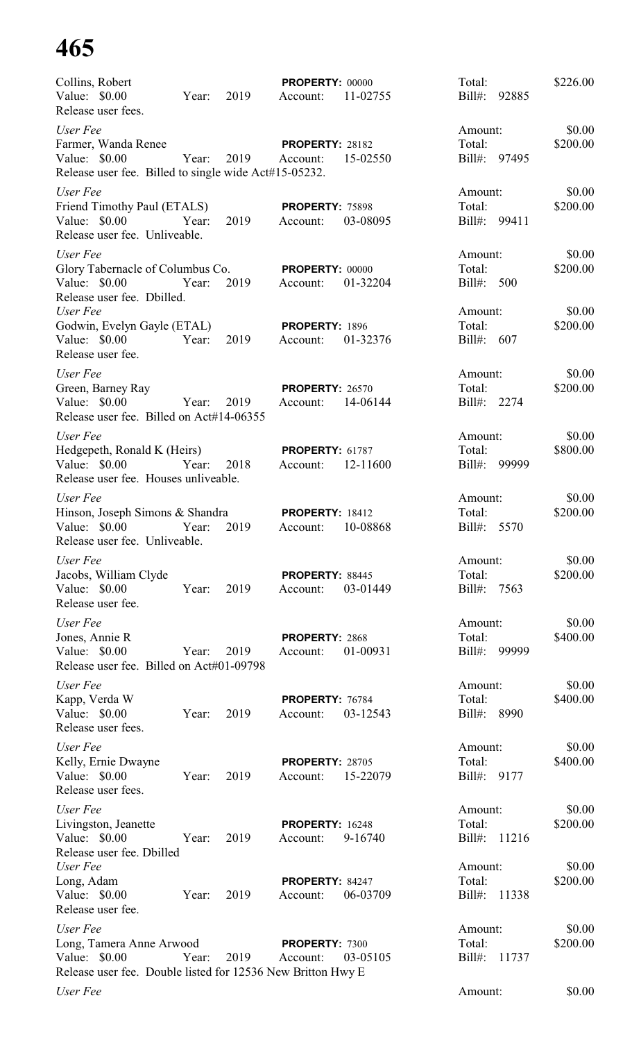Collins, Robert    Value: $0.00    Year: 2019    **PROPERTY:** 00000    Account: 11-02755    Total: $226.00    Bill#: 92885
Release user fees.

*User Fee*    Amount: $0.00
Farmer, Wanda Renee    Value: $0.00    Year: 2019    **PROPERTY:** 28182    Account: 15-02550    Total: $200.00    Bill#: 97495
Release user fee. Billed to single wide Act#15-05232.

*User Fee*    Amount: $0.00
Friend Timothy Paul (ETALS)    Value: $0.00    Year: 2019    **PROPERTY:** 75898    Account: 03-08095    Total: $200.00    Bill#: 99411
Release user fee. Unliveable.

*User Fee*    Amount: $0.00
Glory Tabernacle of Columbus Co.    Value: $0.00    Year: 2019    **PROPERTY:** 00000    Account: 01-32204    Total: $200.00    Bill#: 500
Release user fee. Dbilled.

*User Fee*    Amount: $0.00
Godwin, Evelyn Gayle (ETAL)    Value: $0.00    Year: 2019    **PROPERTY:** 1896    Account: 01-32376    Total: $200.00    Bill#: 607
Release user fee.

*User Fee*    Amount: $0.00
Green, Barney Ray    Value: $0.00    Year: 2019    **PROPERTY:** 26570    Account: 14-06144    Total: $200.00    Bill#: 2274
Release user fee. Billed on Act#14-06355

*User Fee*    Amount: $0.00
Hedgepeth, Ronald K (Heirs)    Value: $0.00    Year: 2018    **PROPERTY:** 61787    Account: 12-11600    Total: $800.00    Bill#: 99999
Release user fee. Houses unliveable.

*User Fee*    Amount: $0.00
Hinson, Joseph Simons & Shandra    Value: $0.00    Year: 2019    **PROPERTY:** 18412    Account: 10-08868    Total: $200.00    Bill#: 5570
Release user fee. Unliveable.

*User Fee*    Amount: $0.00
Jacobs, William Clyde    Value: $0.00    Year: 2019    **PROPERTY:** 88445    Account: 03-01449    Total: $200.00    Bill#: 7563
Release user fee.

*User Fee*    Amount: $0.00
Jones, Annie R    Value: $0.00    Year: 2019    **PROPERTY:** 2868    Account: 01-00931    Total: $400.00    Bill#: 99999
Release user fee. Billed on Act#01-09798

*User Fee*    Amount: $0.00
Kapp, Verda W    Value: $0.00    Year: 2019    **PROPERTY:** 76784    Account: 03-12543    Total: $400.00    Bill#: 8990
Release user fees.

*User Fee*    Amount: $0.00
Kelly, Ernie Dwayne    Value: $0.00    Year: 2019    **PROPERTY:** 28705    Account: 15-22079    Total: $400.00    Bill#: 9177
Release user fees.

*User Fee*    Amount: $0.00
Livingston, Jeanette    Value: $0.00    Year: 2019    **PROPERTY:** 16248    Account: 9-16740    Total: $200.00    Bill#: 11216
Release user fee. Dbilled

*User Fee*    Amount: $0.00
Long, Adam    Value: $0.00    Year: 2019    **PROPERTY:** 84247    Account: 06-03709    Total: $200.00    Bill#: 11338
Release user fee.

*User Fee*    Amount: $0.00
Long, Tamera Anne Arwood    Value: $0.00    Year: 2019    **PROPERTY:** 7300    Account: 03-05105    Total: $200.00    Bill#: 11737
Release user fee. Double listed for 12536 New Britton Hwy E

*User Fee*    Amount: $0.00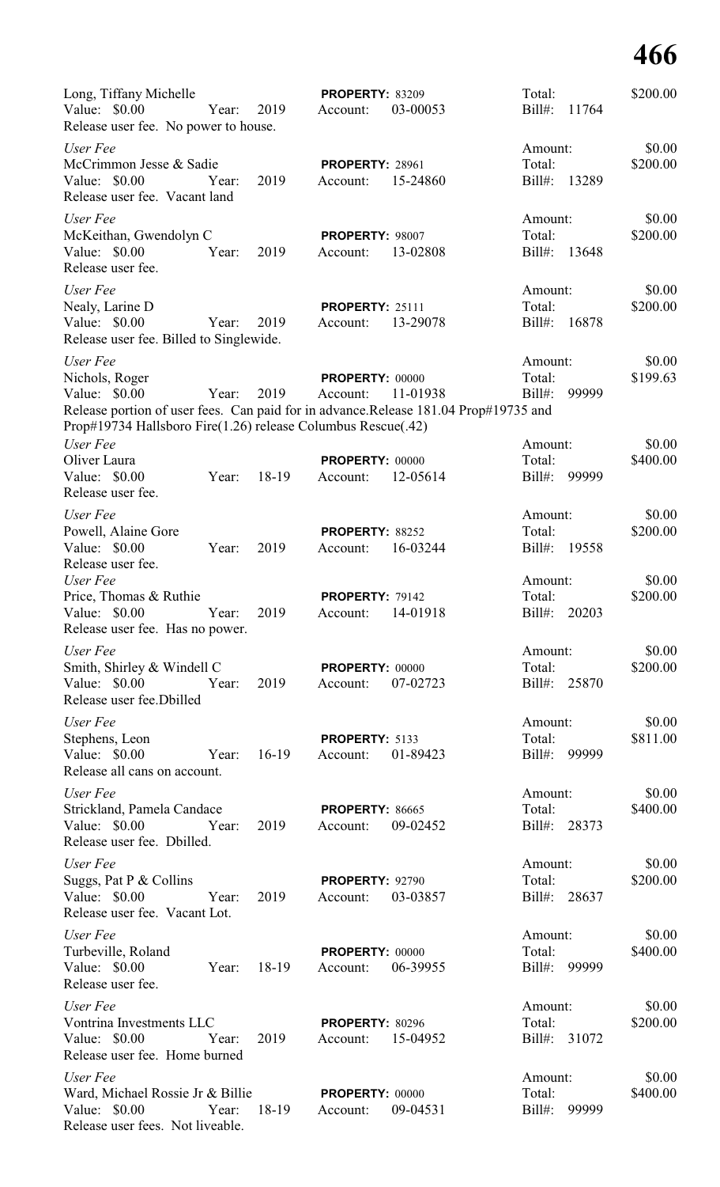Long, Tiffany Michelle | **PROPERTY:** 83209 | Total: $200.00
Value: $0.00 Year: 2019 | Account: 03-00053 | Bill#: 11764
Release user fee. No power to house.

*User Fee* | Amount: $0.00
McCrimmon Jesse & Sadie | **PROPERTY:** 28961 | Total: $200.00
Value: $0.00 Year: 2019 | Account: 15-24860 | Bill#: 13289
Release user fee. Vacant land

*User Fee* | Amount: $0.00
McKeithan, Gwendolyn C | **PROPERTY:** 98007 | Total: $200.00
Value: $0.00 Year: 2019 | Account: 13-02808 | Bill#: 13648
Release user fee.

*User Fee* | Amount: $0.00
Nealy, Larine D | **PROPERTY:** 25111 | Total: $200.00
Value: $0.00 Year: 2019 | Account: 13-29078 | Bill#: 16878
Release user fee. Billed to Singlewide.

*User Fee* | Amount: $0.00
Nichols, Roger | **PROPERTY:** 00000 | Total: $199.63
Value: $0.00 Year: 2019 | Account: 11-01938 | Bill#: 99999
Release portion of user fees. Can paid for in advance.Release 181.04 Prop#19735 and Prop#19734 Hallsboro Fire(1.26) release Columbus Rescue(.42)

*User Fee* | Amount: $0.00
Oliver Laura | **PROPERTY:** 00000 | Total: $400.00
Value: $0.00 Year: 18-19 | Account: 12-05614 | Bill#: 99999
Release user fee.

*User Fee* | Amount: $0.00
Powell, Alaine Gore | **PROPERTY:** 88252 | Total: $200.00
Value: $0.00 Year: 2019 | Account: 16-03244 | Bill#: 19558
Release user fee.

*User Fee* | Amount: $0.00
Price, Thomas & Ruthie | **PROPERTY:** 79142 | Total: $200.00
Value: $0.00 Year: 2019 | Account: 14-01918 | Bill#: 20203
Release user fee. Has no power.

*User Fee* | Amount: $0.00
Smith, Shirley & Windell C | **PROPERTY:** 00000 | Total: $200.00
Value: $0.00 Year: 2019 | Account: 07-02723 | Bill#: 25870
Release user fee.Dbilled

*User Fee* | Amount: $0.00
Stephens, Leon | **PROPERTY:** 5133 | Total: $811.00
Value: $0.00 Year: 16-19 | Account: 01-89423 | Bill#: 99999
Release all cans on account.

*User Fee* | Amount: $0.00
Strickland, Pamela Candace | **PROPERTY:** 86665 | Total: $400.00
Value: $0.00 Year: 2019 | Account: 09-02452 | Bill#: 28373
Release user fee. Dbilled.

*User Fee* | Amount: $0.00
Suggs, Pat P & Collins | **PROPERTY:** 92790 | Total: $200.00
Value: $0.00 Year: 2019 | Account: 03-03857 | Bill#: 28637
Release user fee. Vacant Lot.

*User Fee* | Amount: $0.00
Turbeville, Roland | **PROPERTY:** 00000 | Total: $400.00
Value: $0.00 Year: 18-19 | Account: 06-39955 | Bill#: 99999
Release user fee.

*User Fee* | Amount: $0.00
Vontrina Investments LLC | **PROPERTY:** 80296 | Total: $200.00
Value: $0.00 Year: 2019 | Account: 15-04952 | Bill#: 31072
Release user fee. Home burned

*User Fee* | Amount: $0.00
Ward, Michael Rossie Jr & Billie | **PROPERTY:** 00000 | Total: $400.00
Value: $0.00 Year: 18-19 | Account: 09-04531 | Bill#: 99999
Release user fees. Not liveable.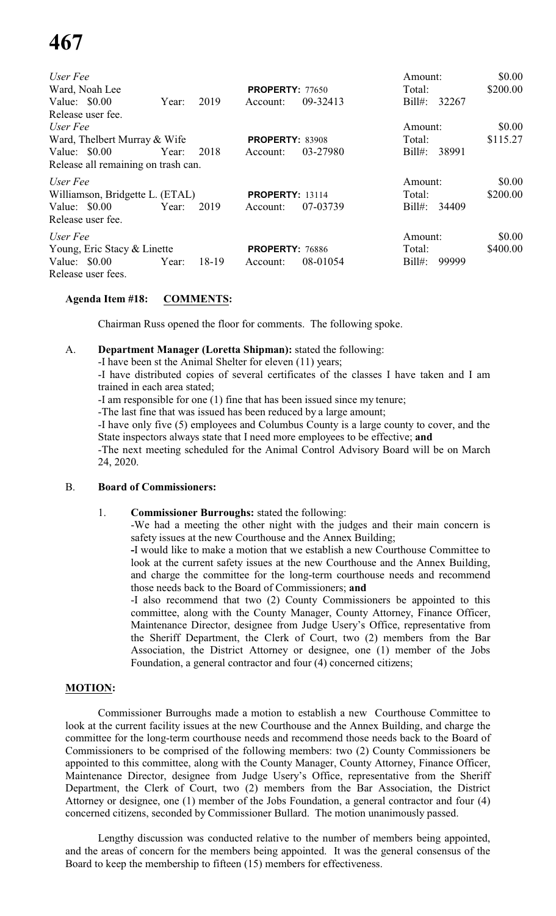| | | | | | | |
|---|---|---|---|---|---|---|
| *User Fee* | | | | | Amount: | $0.00 |
| Ward, Noah Lee | | | **PROPERTY:** 77650 | | Total: | $200.00 |
| Value: $0.00 | Year: | 2019 | Account: | 09-32413 | Bill#: 32267 | |
| Release user fee. | | | | | | |
| *User Fee* | | | | | Amount: | $0.00 |
| Ward, Thelbert Murray & Wife | | | **PROPERTY:** 83908 | | Total: | $115.27 |
| Value: $0.00 | Year: | 2018 | Account: | 03-27980 | Bill#: 38991 | |
| Release all remaining on trash can. | | | | | | |
| *User Fee* | | | | | Amount: | $0.00 |
| Williamson, Bridgette L. (ETAL) | | | **PROPERTY:** 13114 | | Total: | $200.00 |
| Value: $0.00 | Year: | 2019 | Account: | 07-03739 | Bill#: 34409 | |
| Release user fee. | | | | | | |
| *User Fee* | | | | | Amount: | $0.00 |
| Young, Eric Stacy & Linette | | | **PROPERTY:** 76886 | | Total: | $400.00 |
| Value: $0.00 | Year: | 18-19 | Account: | 08-01054 | Bill#: 99999 | |
| Release user fees. | | | | | | |

**Agenda Item #18: COMMENTS:**

Chairman Russ opened the floor for comments. The following spoke.

A. **Department Manager (Loretta Shipman):** stated the following:

-I have been st the Animal Shelter for eleven (11) years;

-I have distributed copies of several certificates of the classes I have taken and I am trained in each area stated;

-I am responsible for one (1) fine that has been issued since my tenure;

-The last fine that was issued has been reduced by a large amount;

-I have only five (5) employees and Columbus County is a large county to cover, and the State inspectors always state that I need more employees to be effective; **and**

-The next meeting scheduled for the Animal Control Advisory Board will be on March 24, 2020.

B. **Board of Commissioners:**

1. **Commissioner Burroughs:** stated the following:

-We had a meeting the other night with the judges and their main concern is safety issues at the new Courthouse and the Annex Building;

**-**I would like to make a motion that we establish a new Courthouse Committee to look at the current safety issues at the new Courthouse and the Annex Building, and charge the committee for the long-term courthouse needs and recommend those needs back to the Board of Commissioners; **and**

-I also recommend that two (2) County Commissioners be appointed to this committee, along with the County Manager, County Attorney, Finance Officer, Maintenance Director, designee from Judge Usery's Office, representative from the Sheriff Department, the Clerk of Court, two (2) members from the Bar Association, the District Attorney or designee, one (1) member of the Jobs Foundation, a general contractor and four (4) concerned citizens;

**MOTION:**

Commissioner Burroughs made a motion to establish a new Courthouse Committee to look at the current facility issues at the new Courthouse and the Annex Building, and charge the committee for the long-term courthouse needs and recommend those needs back to the Board of Commissioners to be comprised of the following members: two (2) County Commissioners be appointed to this committee, along with the County Manager, County Attorney, Finance Officer, Maintenance Director, designee from Judge Usery's Office, representative from the Sheriff Department, the Clerk of Court, two (2) members from the Bar Association, the District Attorney or designee, one (1) member of the Jobs Foundation, a general contractor and four (4) concerned citizens, seconded by Commissioner Bullard. The motion unanimously passed.

Lengthy discussion was conducted relative to the number of members being appointed, and the areas of concern for the members being appointed. It was the general consensus of the Board to keep the membership to fifteen (15) members for effectiveness.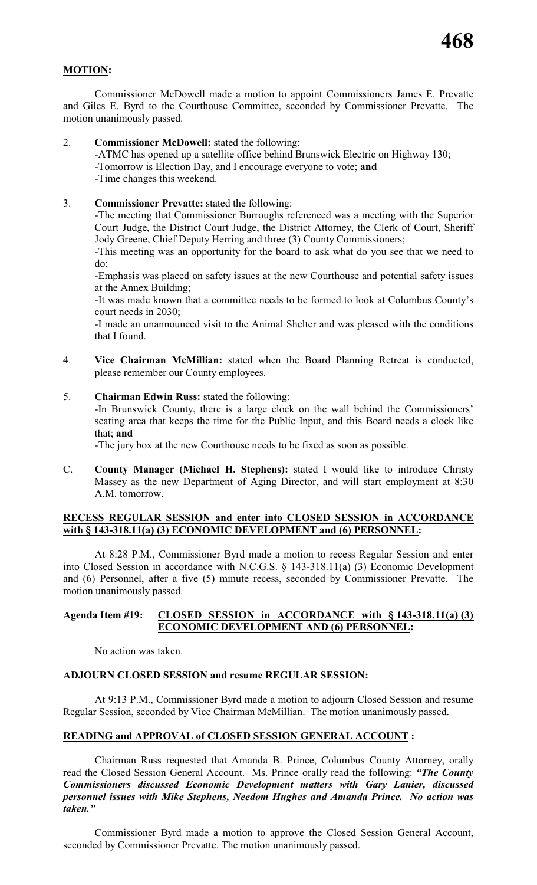**MOTION:**

Commissioner McDowell made a motion to appoint Commissioners James E. Prevatte and Giles E. Byrd to the Courthouse Committee, seconded by Commissioner Prevatte. The motion unanimously passed.

2. **Commissioner McDowell:** stated the following:
   -ATMC has opened up a satellite office behind Brunswick Electric on Highway 130;
   -Tomorrow is Election Day, and I encourage everyone to vote; **and**
   -Time changes this weekend.

3. **Commissioner Prevatte:** stated the following:
   -The meeting that Commissioner Burroughs referenced was a meeting with the Superior Court Judge, the District Court Judge, the District Attorney, the Clerk of Court, Sheriff Jody Greene, Chief Deputy Herring and three (3) County Commissioners;
   -This meeting was an opportunity for the board to ask what do you see that we need to do;
   -Emphasis was placed on safety issues at the new Courthouse and potential safety issues at the Annex Building;
   -It was made known that a committee needs to be formed to look at Columbus County's court needs in 2030;
   -I made an unannounced visit to the Animal Shelter and was pleased with the conditions that I found.

4. **Vice Chairman McMillian:** stated when the Board Planning Retreat is conducted, please remember our County employees.

5. **Chairman Edwin Russ:** stated the following:
   -In Brunswick County, there is a large clock on the wall behind the Commissioners' seating area that keeps the time for the Public Input, and this Board needs a clock like that; **and**
   -The jury box at the new Courthouse needs to be fixed as soon as possible.

C. **County Manager (Michael H. Stephens):** stated I would like to introduce Christy Massey as the new Department of Aging Director, and will start employment at 8:30 A.M. tomorrow.

**RECESS REGULAR SESSION and enter into CLOSED SESSION in ACCORDANCE with § 143-318.11(a) (3) ECONOMIC DEVELOPMENT and (6) PERSONNEL:**

At 8:28 P.M., Commissioner Byrd made a motion to recess Regular Session and enter into Closed Session in accordance with N.C.G.S. § 143-318.11(a) (3) Economic Development and (6) Personnel, after a five (5) minute recess, seconded by Commissioner Prevatte. The motion unanimously passed.

**Agenda Item #19: CLOSED SESSION in ACCORDANCE with § 143-318.11(a) (3) ECONOMIC DEVELOPMENT AND (6) PERSONNEL:**

No action was taken.

**ADJOURN CLOSED SESSION and resume REGULAR SESSION:**

At 9:13 P.M., Commissioner Byrd made a motion to adjourn Closed Session and resume Regular Session, seconded by Vice Chairman McMillian. The motion unanimously passed.

**READING and APPROVAL of CLOSED SESSION GENERAL ACCOUNT :**

Chairman Russ requested that Amanda B. Prince, Columbus County Attorney, orally read the Closed Session General Account. Ms. Prince orally read the following: ***"The County Commissioners discussed Economic Development matters with Gary Lanier, discussed personnel issues with Mike Stephens, Needom Hughes and Amanda Prince. No action was taken."***

Commissioner Byrd made a motion to approve the Closed Session General Account, seconded by Commissioner Prevatte. The motion unanimously passed.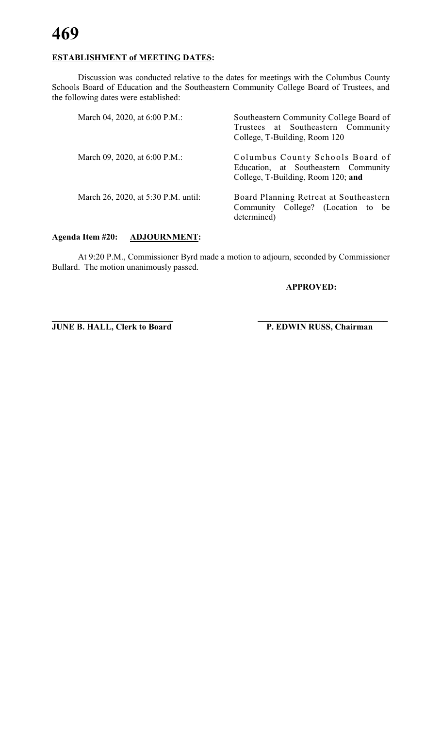**ESTABLISHMENT of MEETING DATES:**

Discussion was conducted relative to the dates for meetings with the Columbus County Schools Board of Education and the Southeastern Community College Board of Trustees, and the following dates were established:

| | |
|---|---|
| March 04, 2020, at 6:00 P.M.: | Southeastern Community College Board of Trustees at Southeastern Community College, T-Building, Room 120 |
| March 09, 2020, at 6:00 P.M.: | Columbus County Schools Board of Education, at Southeastern Community College, T-Building, Room 120; **and** |
| March 26, 2020, at 5:30 P.M. until: | Board Planning Retreat at Southeastern Community College? (Location to be determined) |

**Agenda Item #20: ADJOURNMENT:**

At 9:20 P.M., Commissioner Byrd made a motion to adjourn, seconded by Commissioner Bullard. The motion unanimously passed.

**APPROVED:**

**JUNE B. HALL, Clerk to Board** — **P. EDWIN RUSS, Chairman**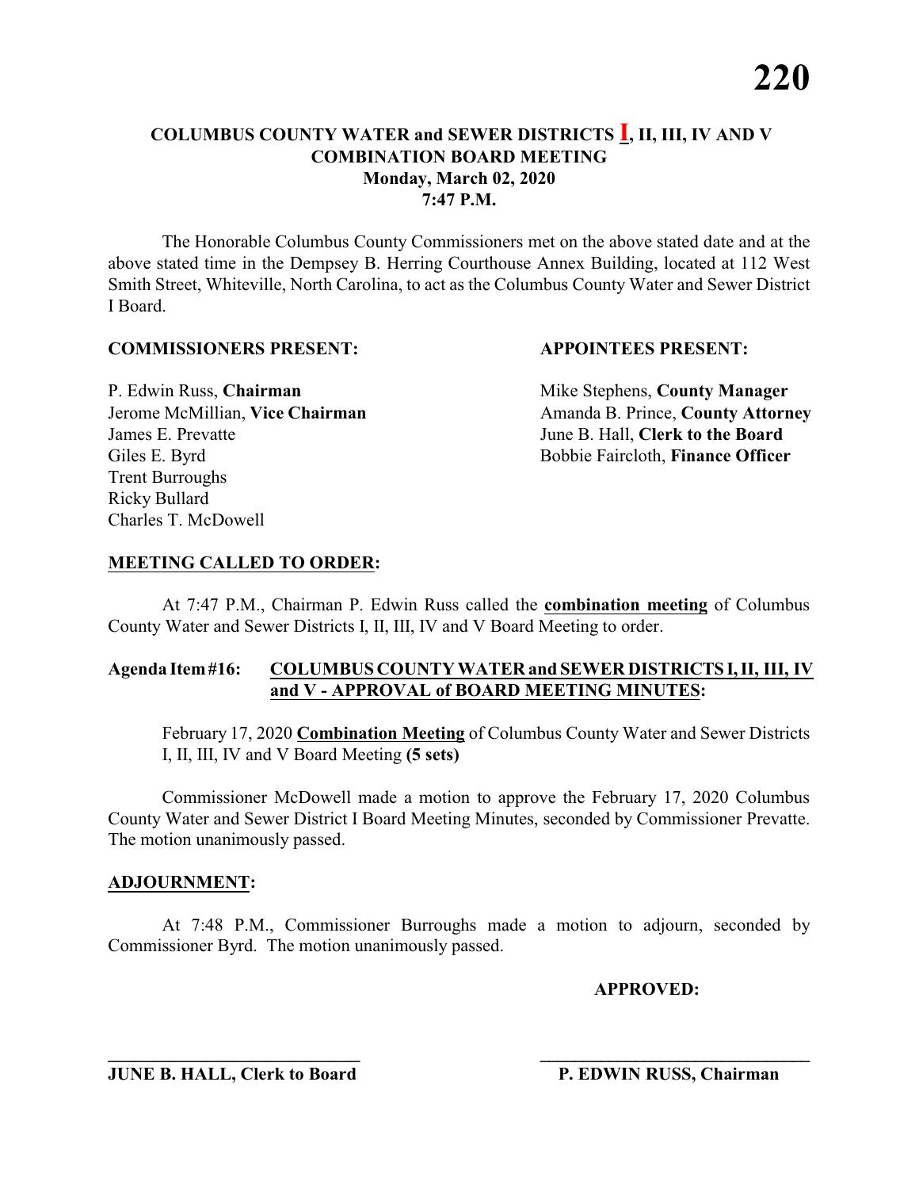# COLUMBUS COUNTY WATER and SEWER DISTRICTS I, II, III, IV AND V
## COMBINATION BOARD MEETING
### Monday, March 02, 2020
### 7:47 P.M.

The Honorable Columbus County Commissioners met on the above stated date and at the above stated time in the Dempsey B. Herring Courthouse Annex Building, located at 112 West Smith Street, Whiteville, North Carolina, to act as the Columbus County Water and Sewer District I Board.

**COMMISSIONERS PRESENT:**

P. Edwin Russ, **Chairman**
Jerome McMillian, **Vice Chairman**
James E. Prevatte
Giles E. Byrd
Trent Burroughs
Ricky Bullard
Charles T. McDowell

**APPOINTEES PRESENT:**

Mike Stephens, **County Manager**
Amanda B. Prince, **County Attorney**
June B. Hall, **Clerk to the Board**
Bobbie Faircloth, **Finance Officer**

**MEETING CALLED TO ORDER:**

At 7:47 P.M., Chairman P. Edwin Russ called the **combination meeting** of Columbus County Water and Sewer Districts I, II, III, IV and V Board Meeting to order.

**Agenda Item #16: COLUMBUS COUNTY WATER and SEWER DISTRICTS I, II, III, IV and V - APPROVAL of BOARD MEETING MINUTES:**

February 17, 2020 **Combination Meeting** of Columbus County Water and Sewer Districts I, II, III, IV and V Board Meeting **(5 sets)**

Commissioner McDowell made a motion to approve the February 17, 2020 Columbus County Water and Sewer District I Board Meeting Minutes, seconded by Commissioner Prevatte. The motion unanimously passed.

**ADJOURNMENT:**

At 7:48 P.M., Commissioner Burroughs made a motion to adjourn, seconded by Commissioner Byrd. The motion unanimously passed.

**APPROVED:**

\_\_\_\_\_\_\_\_\_\_\_\_\_\_\_\_\_\_\_\_\_\_\_\_\_\_\_\_
**JUNE B. HALL, Clerk to Board**

\_\_\_\_\_\_\_\_\_\_\_\_\_\_\_\_\_\_\_\_\_\_\_\_\_\_\_\_
**P. EDWIN RUSS, Chairman**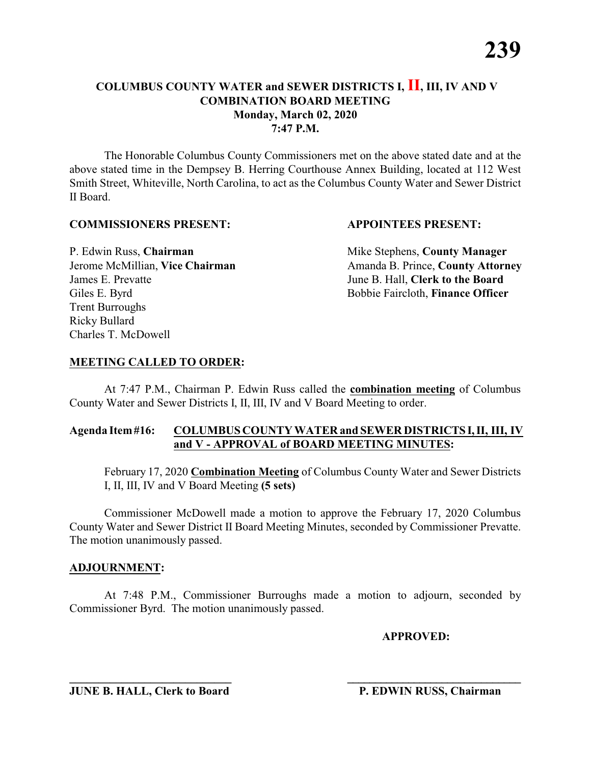# COLUMBUS COUNTY WATER and SEWER DISTRICTS I, II, III, IV AND V
## COMBINATION BOARD MEETING
### Monday, March 02, 2020
### 7:47 P.M.

The Honorable Columbus County Commissioners met on the above stated date and at the above stated time in the Dempsey B. Herring Courthouse Annex Building, located at 112 West Smith Street, Whiteville, North Carolina, to act as the Columbus County Water and Sewer District II Board.

**COMMISSIONERS PRESENT:**

P. Edwin Russ, **Chairman**
Jerome McMillian, **Vice Chairman**
James E. Prevatte
Giles E. Byrd
Trent Burroughs
Ricky Bullard
Charles T. McDowell

**APPOINTEES PRESENT:**

Mike Stephens, **County Manager**
Amanda B. Prince, **County Attorney**
June B. Hall, **Clerk to the Board**
Bobbie Faircloth, **Finance Officer**

**MEETING CALLED TO ORDER:**

At 7:47 P.M., Chairman P. Edwin Russ called the **combination meeting** of Columbus County Water and Sewer Districts I, II, III, IV and V Board Meeting to order.

**Agenda Item #16: COLUMBUS COUNTY WATER and SEWER DISTRICTS I, II, III, IV and V - APPROVAL of BOARD MEETING MINUTES:**

February 17, 2020 **Combination Meeting** of Columbus County Water and Sewer Districts I, II, III, IV and V Board Meeting **(5 sets)**

Commissioner McDowell made a motion to approve the February 17, 2020 Columbus County Water and Sewer District II Board Meeting Minutes, seconded by Commissioner Prevatte. The motion unanimously passed.

**ADJOURNMENT:**

At 7:48 P.M., Commissioner Burroughs made a motion to adjourn, seconded by Commissioner Byrd. The motion unanimously passed.

**APPROVED:**

\_\_\_\_\_\_\_\_\_\_\_\_\_\_\_\_\_\_\_\_\_\_\_\_\_\_\_\_ \_\_\_\_\_\_\_\_\_\_\_\_\_\_\_\_\_\_\_\_\_\_\_\_\_\_\_\_

**JUNE B. HALL, Clerk to Board** **P. EDWIN RUSS, Chairman**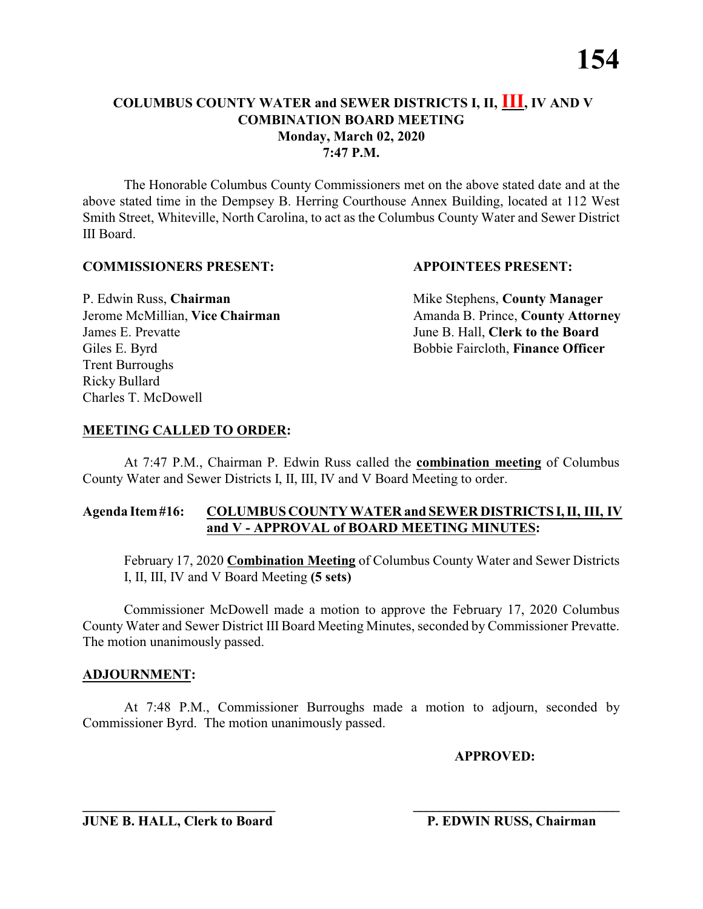# COLUMBUS COUNTY WATER and SEWER DISTRICTS I, II, III, IV AND V
## COMBINATION BOARD MEETING
**Monday, March 02, 2020**
**7:47 P.M.**

The Honorable Columbus County Commissioners met on the above stated date and at the above stated time in the Dempsey B. Herring Courthouse Annex Building, located at 112 West Smith Street, Whiteville, North Carolina, to act as the Columbus County Water and Sewer District III Board.

**COMMISSIONERS PRESENT:**

P. Edwin Russ, **Chairman**
Jerome McMillian, **Vice Chairman**
James E. Prevatte
Giles E. Byrd
Trent Burroughs
Ricky Bullard
Charles T. McDowell

**APPOINTEES PRESENT:**

Mike Stephens, **County Manager**
Amanda B. Prince, **County Attorney**
June B. Hall, **Clerk to the Board**
Bobbie Faircloth, **Finance Officer**

**MEETING CALLED TO ORDER:**

At 7:47 P.M., Chairman P. Edwin Russ called the **combination meeting** of Columbus County Water and Sewer Districts I, II, III, IV and V Board Meeting to order.

**Agenda Item #16: COLUMBUS COUNTY WATER and SEWER DISTRICTS I, II, III, IV and V - APPROVAL of BOARD MEETING MINUTES:**

February 17, 2020 **Combination Meeting** of Columbus County Water and Sewer Districts I, II, III, IV and V Board Meeting **(5 sets)**

Commissioner McDowell made a motion to approve the February 17, 2020 Columbus County Water and Sewer District III Board Meeting Minutes, seconded by Commissioner Prevatte. The motion unanimously passed.

**ADJOURNMENT:**

At 7:48 P.M., Commissioner Burroughs made a motion to adjourn, seconded by Commissioner Byrd. The motion unanimously passed.

**APPROVED:**

\_\_\_\_\_\_\_\_\_\_\_\_\_\_\_\_\_\_\_\_\_\_\_\_\_\_\_\_ \_\_\_\_\_\_\_\_\_\_\_\_\_\_\_\_\_\_\_\_\_\_\_\_\_\_\_\_

**JUNE B. HALL, Clerk to Board** **P. EDWIN RUSS, Chairman**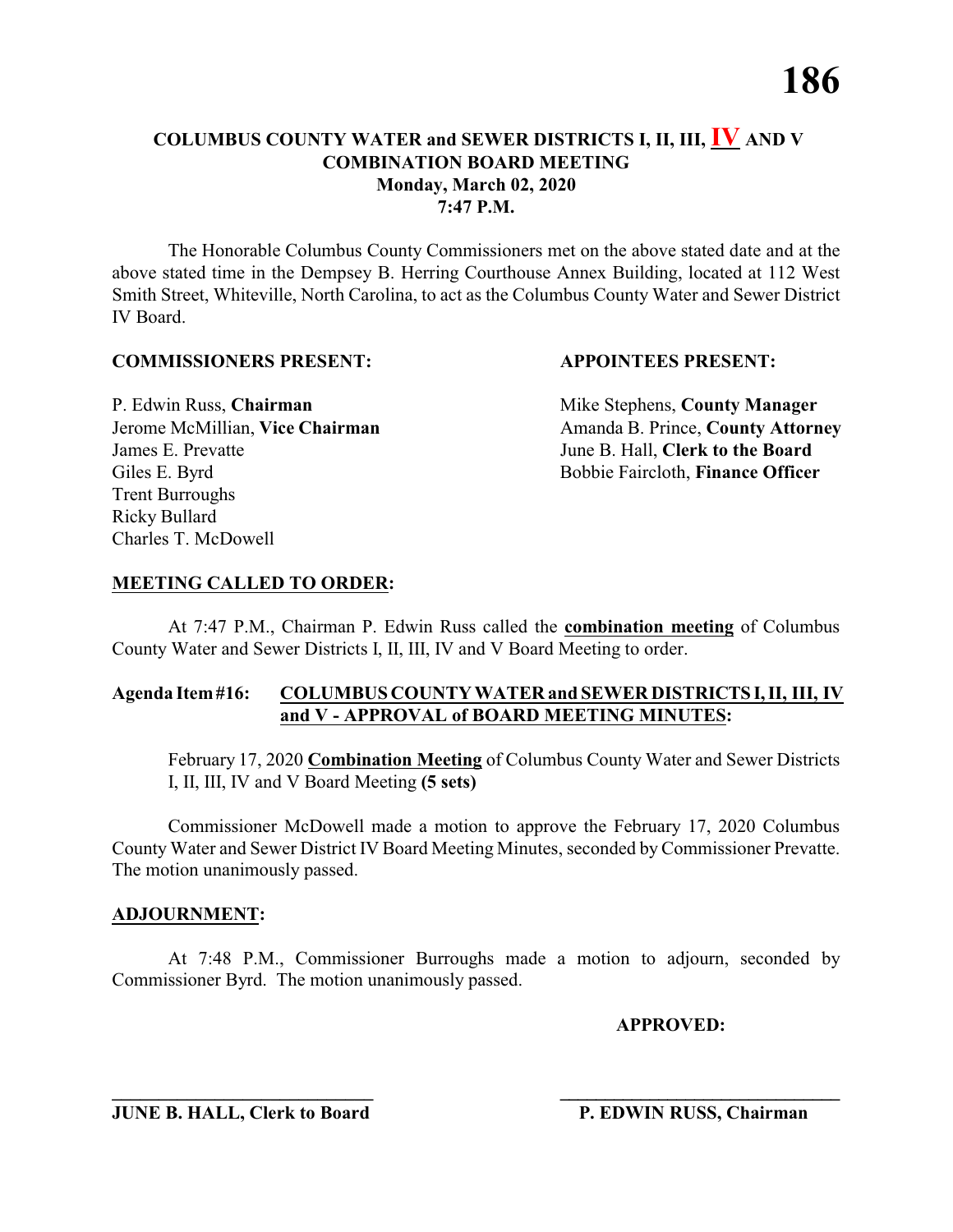# COLUMBUS COUNTY WATER and SEWER DISTRICTS I, II, III, IV AND V
## COMBINATION BOARD MEETING
### Monday, March 02, 2020
### 7:47 P.M.

The Honorable Columbus County Commissioners met on the above stated date and at the above stated time in the Dempsey B. Herring Courthouse Annex Building, located at 112 West Smith Street, Whiteville, North Carolina, to act as the Columbus County Water and Sewer District IV Board.

**COMMISSIONERS PRESENT:**

P. Edwin Russ, **Chairman**
Jerome McMillian, **Vice Chairman**
James E. Prevatte
Giles E. Byrd
Trent Burroughs
Ricky Bullard
Charles T. McDowell

**APPOINTEES PRESENT:**

Mike Stephens, **County Manager**
Amanda B. Prince, **County Attorney**
June B. Hall, **Clerk to the Board**
Bobbie Faircloth, **Finance Officer**

**MEETING CALLED TO ORDER:**

At 7:47 P.M., Chairman P. Edwin Russ called the **combination meeting** of Columbus County Water and Sewer Districts I, II, III, IV and V Board Meeting to order.

**Agenda Item #16: COLUMBUS COUNTY WATER and SEWER DISTRICTS I, II, III, IV and V - APPROVAL of BOARD MEETING MINUTES:**

February 17, 2020 **Combination Meeting** of Columbus County Water and Sewer Districts I, II, III, IV and V Board Meeting **(5 sets)**

Commissioner McDowell made a motion to approve the February 17, 2020 Columbus County Water and Sewer District IV Board Meeting Minutes, seconded by Commissioner Prevatte. The motion unanimously passed.

**ADJOURNMENT:**

At 7:48 P.M., Commissioner Burroughs made a motion to adjourn, seconded by Commissioner Byrd. The motion unanimously passed.

**APPROVED:**

______________________________
**JUNE B. HALL, Clerk to Board**

______________________________
**P. EDWIN RUSS, Chairman**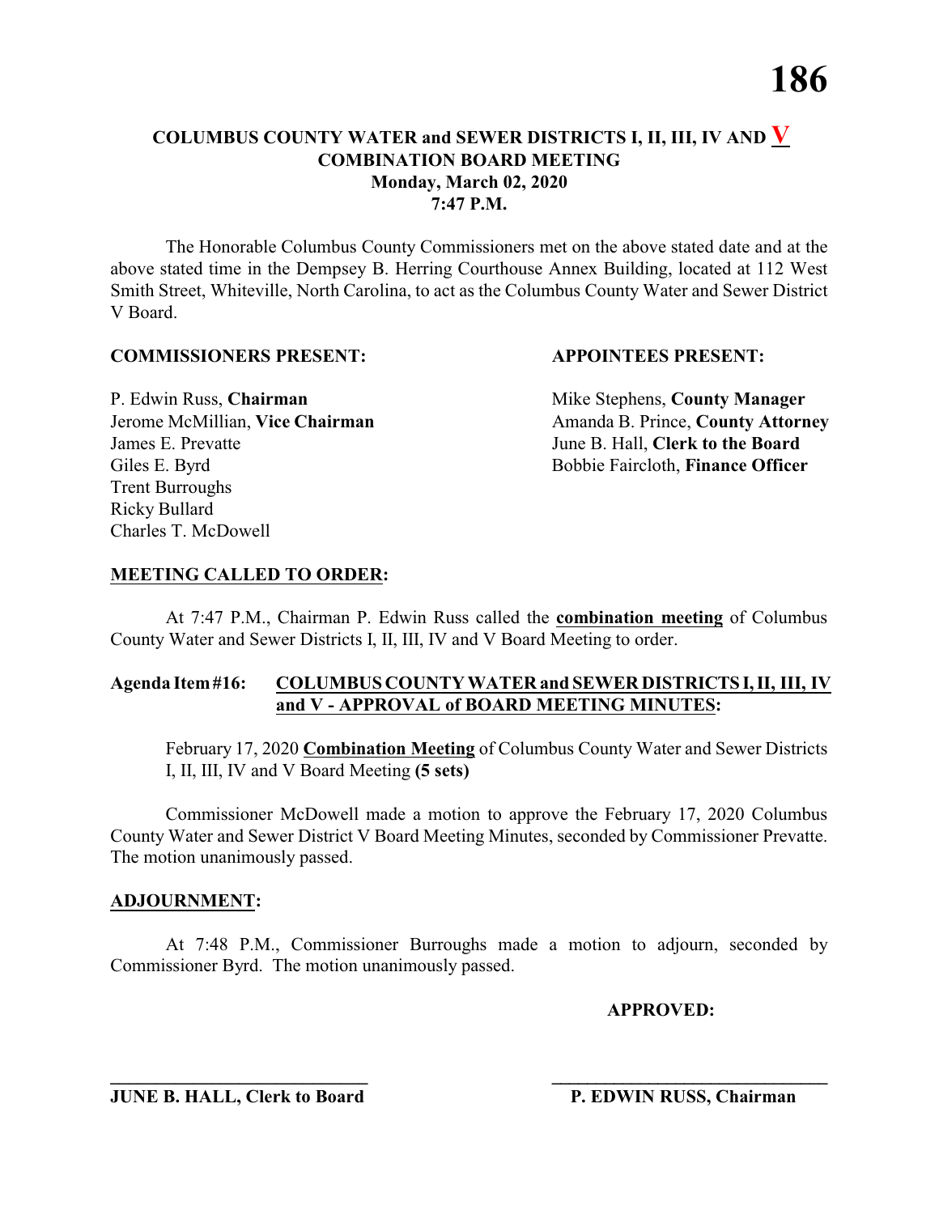# COLUMBUS COUNTY WATER and SEWER DISTRICTS I, II, III, IV AND V
## COMBINATION BOARD MEETING
**Monday, March 02, 2020**
**7:47 P.M.**

The Honorable Columbus County Commissioners met on the above stated date and at the above stated time in the Dempsey B. Herring Courthouse Annex Building, located at 112 West Smith Street, Whiteville, North Carolina, to act as the Columbus County Water and Sewer District V Board.

**COMMISSIONERS PRESENT:**

P. Edwin Russ, **Chairman**
Jerome McMillian, **Vice Chairman**
James E. Prevatte
Giles E. Byrd
Trent Burroughs
Ricky Bullard
Charles T. McDowell

**APPOINTEES PRESENT:**

Mike Stephens, **County Manager**
Amanda B. Prince, **County Attorney**
June B. Hall, **Clerk to the Board**
Bobbie Faircloth, **Finance Officer**

**MEETING CALLED TO ORDER:**

At 7:47 P.M., Chairman P. Edwin Russ called the **combination meeting** of Columbus County Water and Sewer Districts I, II, III, IV and V Board Meeting to order.

**Agenda Item #16: COLUMBUS COUNTY WATER and SEWER DISTRICTS I, II, III, IV and V - APPROVAL of BOARD MEETING MINUTES:**

February 17, 2020 **Combination Meeting** of Columbus County Water and Sewer Districts I, II, III, IV and V Board Meeting **(5 sets)**

Commissioner McDowell made a motion to approve the February 17, 2020 Columbus County Water and Sewer District V Board Meeting Minutes, seconded by Commissioner Prevatte. The motion unanimously passed.

**ADJOURNMENT:**

At 7:48 P.M., Commissioner Burroughs made a motion to adjourn, seconded by Commissioner Byrd. The motion unanimously passed.

**APPROVED:**

______________________________
**JUNE B. HALL, Clerk to Board**

______________________________
**P. EDWIN RUSS, Chairman**